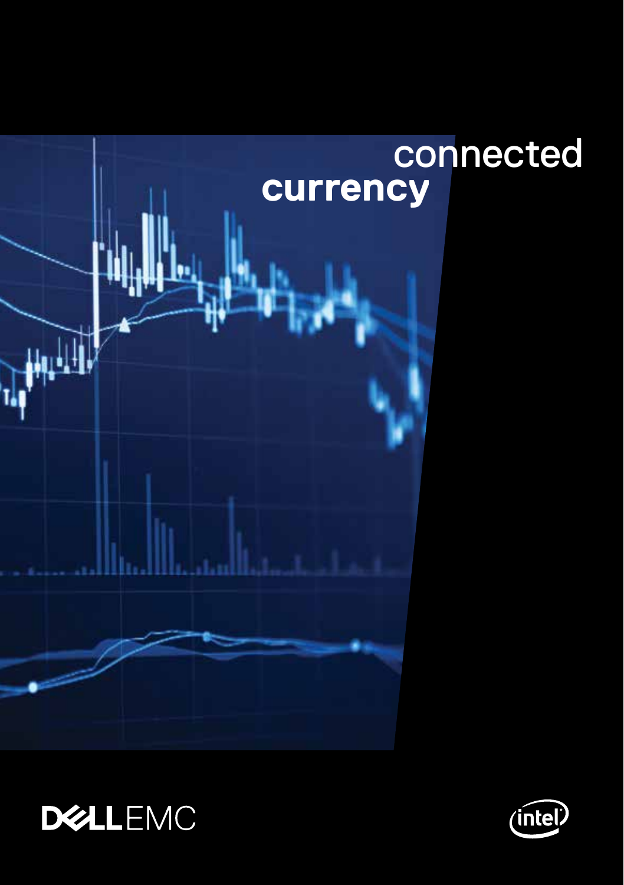# connected currency

DELL EMC

intel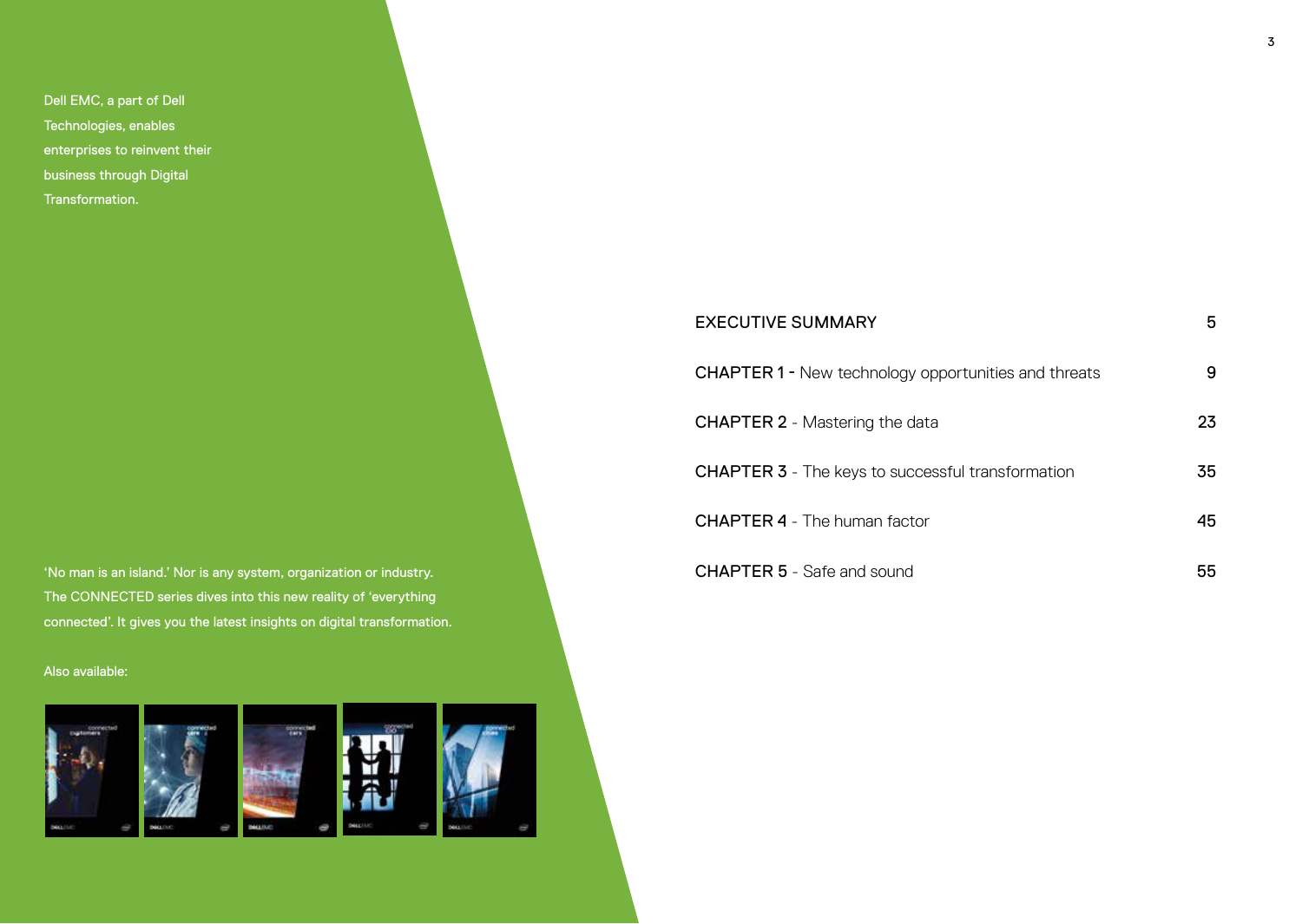Dell EMC, a part of Dell Technologies, enables enterprises to reinvent their business through Digital Transformation.

'No man is an island.' Nor is any system, organization or industry. The CONNECTED series dives into this new reality of 'everything connected'. It gives you the latest insights on digital transformation.

Also available:

| | |
|---|---|
| EXECUTIVE SUMMARY | 5 |
| CHAPTER 1 - New technology opportunities and threats | 9 |
| CHAPTER 2 - Mastering the data | 23 |
| CHAPTER 3 - The keys to successful transformation | 35 |
| CHAPTER 4 - The human factor | 45 |
| CHAPTER 5 - Safe and sound | 55 |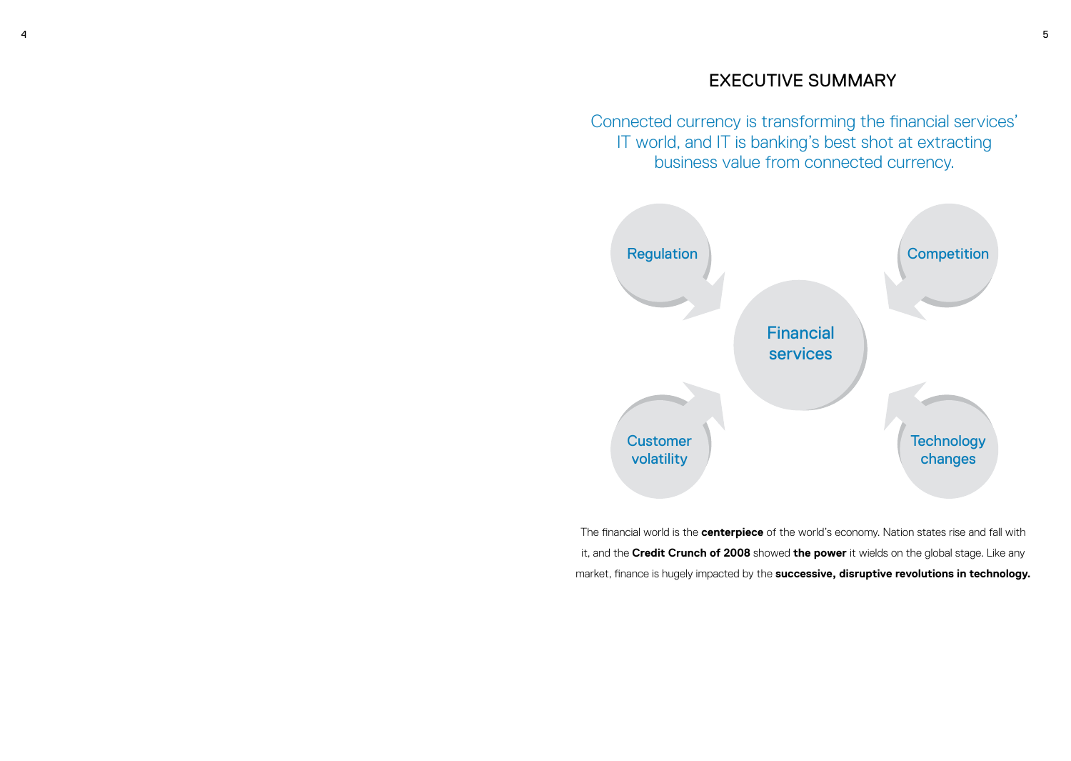# EXECUTIVE SUMMARY

Connected currency is transforming the financial services' IT world, and IT is banking's best shot at extracting business value from connected currency.

Regulation

Competition

Financial services

Customer volatility

Technology changes

The financial world is the **centerpiece** of the world's economy. Nation states rise and fall with it, and the **Credit Crunch of 2008** showed **the power** it wields on the global stage. Like any market, finance is hugely impacted by the **successive, disruptive revolutions in technology.**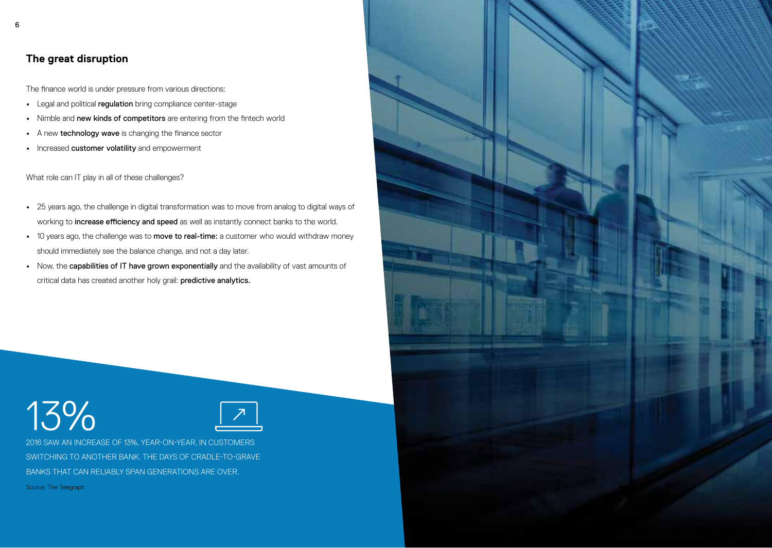## The great disruption

The finance world is under pressure from various directions:

- Legal and political **regulation** bring compliance center-stage
- Nimble and **new kinds of competitors** are entering from the fintech world
- A new **technology wave** is changing the finance sector
- Increased **customer volatility** and empowerment

What role can IT play in all of these challenges?

- 25 years ago, the challenge in digital transformation was to move from analog to digital ways of working to **increase efficiency and speed** as well as instantly connect banks to the world.
- 10 years ago, the challenge was to **move to real-time:** a customer who would withdraw money should immediately see the balance change, and not a day later.
- Now, the **capabilities of IT have grown exponentially** and the availability of vast amounts of critical data has created another holy grail: **predictive analytics.**

13%

2016 SAW AN INCREASE OF 13%, YEAR-ON-YEAR, IN CUSTOMERS SWITCHING TO ANOTHER BANK. THE DAYS OF CRADLE-TO-GRAVE BANKS THAT CAN RELIABLY SPAN GENERATIONS ARE OVER.

Source: The Telegraph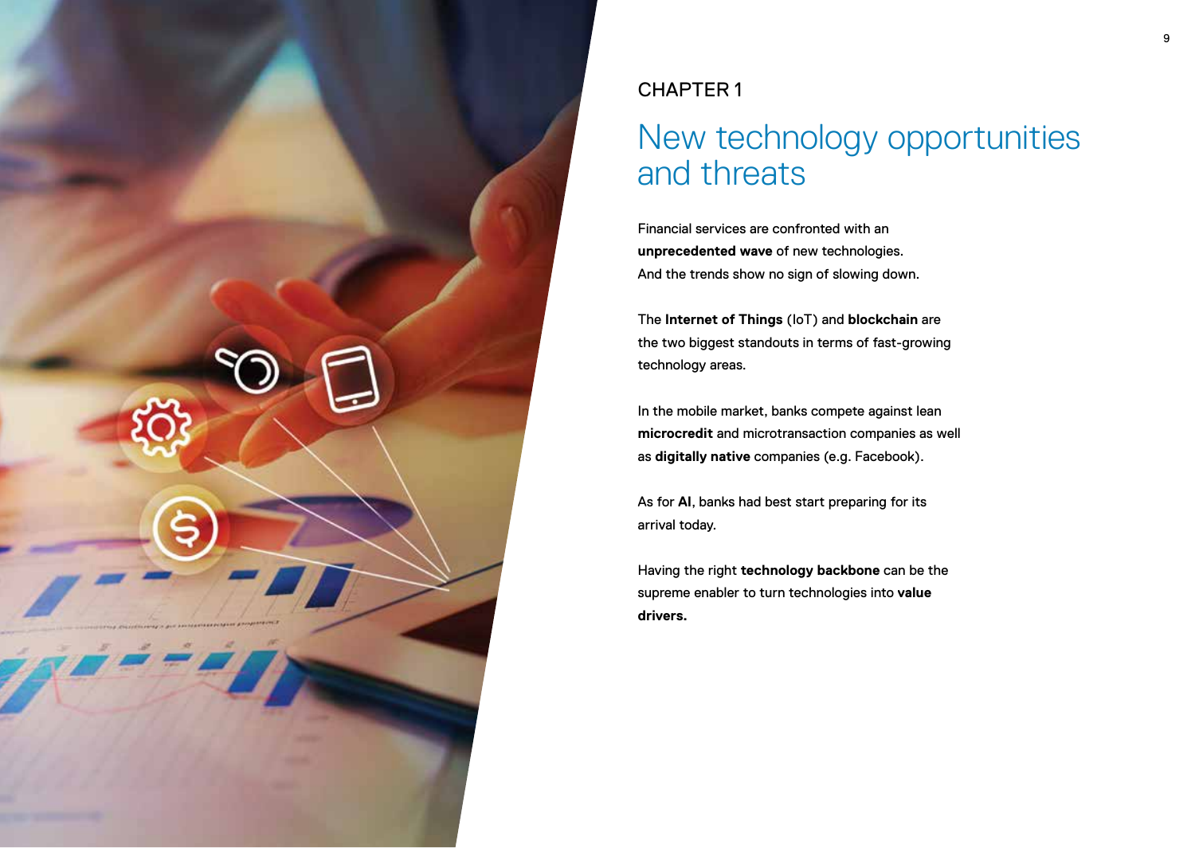CHAPTER 1

# New technology opportunities and threats

Financial services are confronted with an **unprecedented wave** of new technologies. And the trends show no sign of slowing down.

The **Internet of Things** (IoT) and **blockchain** are the two biggest standouts in terms of fast-growing technology areas.

In the mobile market, banks compete against lean **microcredit** and microtransaction companies as well as **digitally native** companies (e.g. Facebook).

As for **AI**, banks had best start preparing for its arrival today.

Having the right **technology backbone** can be the supreme enabler to turn technologies into **value drivers.**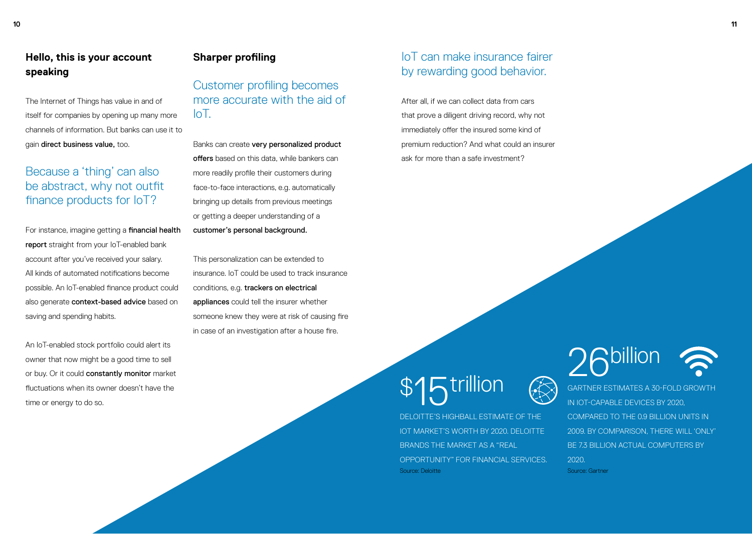## Hello, this is your account speaking

The Internet of Things has value in and of itself for companies by opening up many more channels of information. But banks can use it to gain **direct business value,** too.

### Because a 'thing' can also be abstract, why not outfit finance products for IoT?

For instance, imagine getting a **financial health report** straight from your IoT-enabled bank account after you've received your salary. All kinds of automated notifications become possible. An IoT-enabled finance product could also generate **context-based advice** based on saving and spending habits.

An IoT-enabled stock portfolio could alert its owner that now might be a good time to sell or buy. Or it could **constantly monitor** market fluctuations when its owner doesn't have the time or energy to do so.

## Sharper profiling

### Customer profiling becomes more accurate with the aid of IoT.

Banks can create **very personalized product offers** based on this data, while bankers can more readily profile their customers during face-to-face interactions, e.g. automatically bringing up details from previous meetings or getting a deeper understanding of a **customer's personal background.**

This personalization can be extended to insurance. IoT could be used to track insurance conditions, e.g. **trackers on electrical appliances** could tell the insurer whether someone knew they were at risk of causing fire in case of an investigation after a house fire.

### IoT can make insurance fairer by rewarding good behavior.

After all, if we can collect data from cars that prove a diligent driving record, why not immediately offer the insured some kind of premium reduction? And what could an insurer ask for more than a safe investment?

**$15 trillion**

DELOITTE'S HIGHBALL ESTIMATE OF THE IOT MARKET'S WORTH BY 2020. DELOITTE BRANDS THE MARKET AS A "REAL OPPORTUNITY" FOR FINANCIAL SERVICES.

Source: Deloitte

**26 billion**

GARTNER ESTIMATES A 30-FOLD GROWTH IN IOT-CAPABLE DEVICES BY 2020, COMPARED TO THE 0.9 BILLION UNITS IN 2009. BY COMPARISON, THERE WILL 'ONLY' BE 7.3 BILLION ACTUAL COMPUTERS BY 2020.

Source: Gartner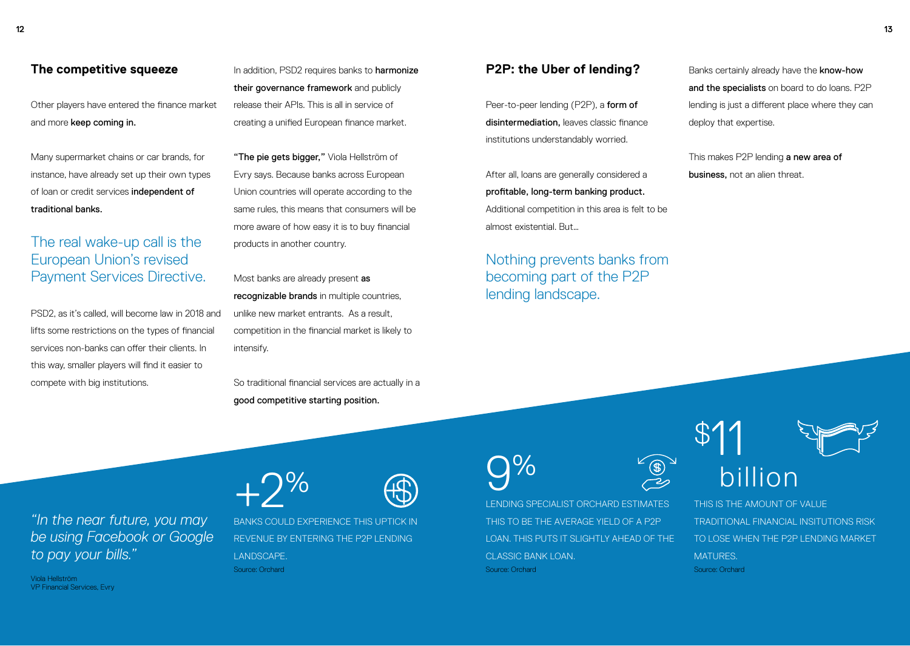## The competitive squeeze

Other players have entered the finance market and more **keep coming in.**

Many supermarket chains or car brands, for instance, have already set up their own types of loan or credit services **independent of traditional banks.**

### The real wake-up call is the European Union's revised Payment Services Directive.

PSD2, as it's called, will become law in 2018 and lifts some restrictions on the types of financial services non-banks can offer their clients. In this way, smaller players will find it easier to compete with big institutions.

In addition, PSD2 requires banks to **harmonize their governance framework** and publicly release their APIs. This is all in service of creating a unified European finance market.

**"The pie gets bigger,"** Viola Hellström of Evry says. Because banks across European Union countries will operate according to the same rules, this means that consumers will be more aware of how easy it is to buy financial products in another country.

Most banks are already present **as recognizable brands** in multiple countries, unlike new market entrants. As a result, competition in the financial market is likely to intensify.

So traditional financial services are actually in a **good competitive starting position.**

*"In the near future, you may be using Facebook or Google to pay your bills."*

Viola Hellström
VP Financial Services, Evry

+2%

BANKS COULD EXPERIENCE THIS UPTICK IN REVENUE BY ENTERING THE P2P LENDING LANDSCAPE.
Source: Orchard

## P2P: the Uber of lending?

Peer-to-peer lending (P2P), a **form of disintermediation,** leaves classic finance institutions understandably worried.

After all, loans are generally considered a **profitable, long-term banking product.** Additional competition in this area is felt to be almost existential. But...

### Nothing prevents banks from becoming part of the P2P lending landscape.

Banks certainly already have the **know-how and the specialists** on board to do loans. P2P lending is just a different place where they can deploy that expertise.

This makes P2P lending **a new area of business,** not an alien threat.

9%

LENDING SPECIALIST ORCHARD ESTIMATES THIS TO BE THE AVERAGE YIELD OF A P2P LOAN. THIS PUTS IT SLIGHTLY AHEAD OF THE CLASSIC BANK LOAN.
Source: Orchard

$11 billion

THIS IS THE AMOUNT OF VALUE TRADITIONAL FINANCIAL INSITUTIONS RISK TO LOSE WHEN THE P2P LENDING MARKET MATURES.
Source: Orchard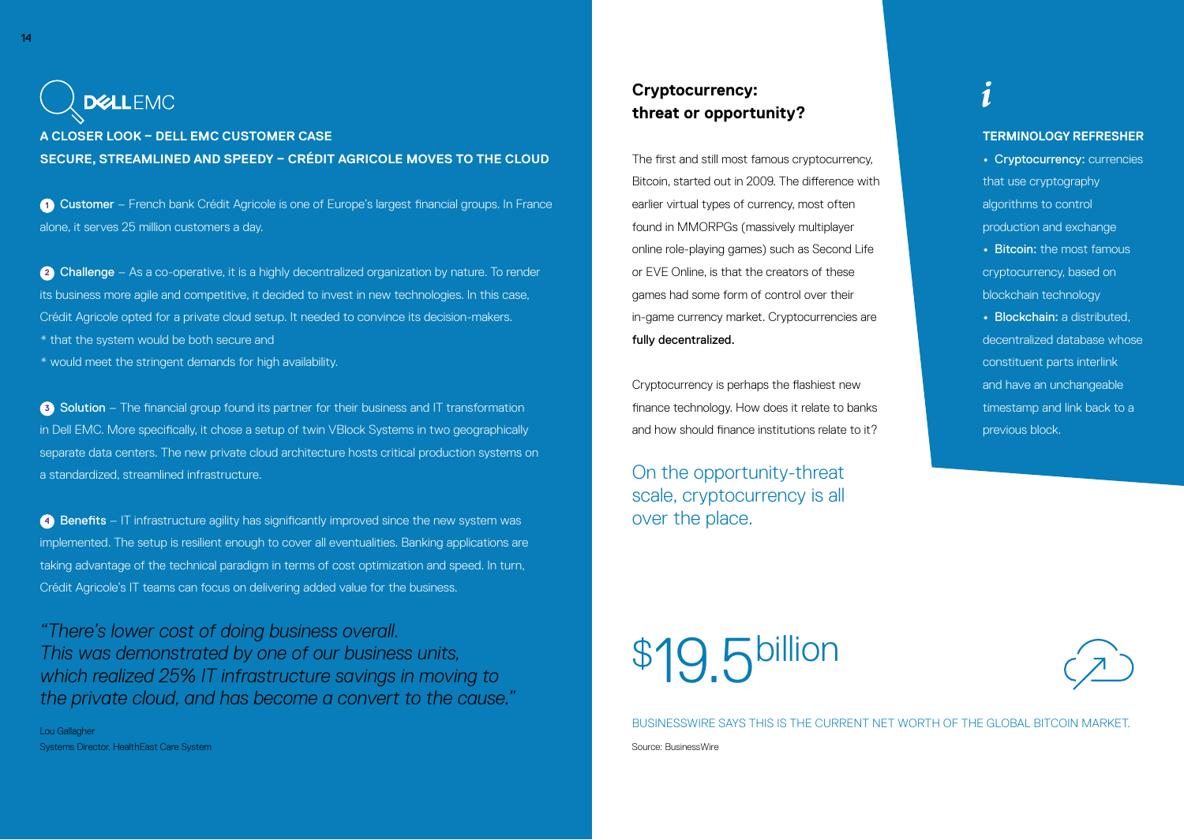DELL EMC

### A CLOSER LOOK – DELL EMC CUSTOMER CASE

### SECURE, STREAMLINED AND SPEEDY – CRÉDIT AGRICOLE MOVES TO THE CLOUD

1 **Customer** – French bank Crédit Agricole is one of Europe's largest financial groups. In France alone, it serves 25 million customers a day.

2 **Challenge** – As a co-operative, it is a highly decentralized organization by nature. To render its business more agile and competitive, it decided to invest in new technologies. In this case, Crédit Agricole opted for a private cloud setup. It needed to convince its decision-makers.
* that the system would be both secure and
* would meet the stringent demands for high availability.

3 **Solution** – The financial group found its partner for their business and IT transformation in Dell EMC. More specifically, it chose a setup of twin VBlock Systems in two geographically separate data centers. The new private cloud architecture hosts critical production systems on a standardized, streamlined infrastructure.

4 **Benefits** – IT infrastructure agility has significantly improved since the new system was implemented. The setup is resilient enough to cover all eventualities. Banking applications are taking advantage of the technical paradigm in terms of cost optimization and speed. In turn, Crédit Agricole's IT teams can focus on delivering added value for the business.

*"There's lower cost of doing business overall. This was demonstrated by one of our business units, which realized 25% IT infrastructure savings in moving to the private cloud, and has become a convert to the cause."*

Lou Gallagher
Systems Director, HealthEast Care System

## Cryptocurrency: threat or opportunity?

The first and still most famous cryptocurrency, Bitcoin, started out in 2009. The difference with earlier virtual types of currency, most often found in MMORPGs (massively multiplayer online role-playing games) such as Second Life or EVE Online, is that the creators of these games had some form of control over their in-game currency market. Cryptocurrencies are **fully decentralized.**

Cryptocurrency is perhaps the flashiest new finance technology. How does it relate to banks and how should finance institutions relate to it?

On the opportunity-threat scale, cryptocurrency is all over the place.

### TERMINOLOGY REFRESHER

- **Cryptocurrency:** currencies that use cryptography algorithms to control production and exchange
- **Bitcoin:** the most famous cryptocurrency, based on blockchain technology
- **Blockchain:** a distributed, decentralized database whose constituent parts interlink and have an unchangeable timestamp and link back to a previous block.

$19.5 billion

BUSINESSWIRE SAYS THIS IS THE CURRENT NET WORTH OF THE GLOBAL BITCOIN MARKET.

Source: BusinessWire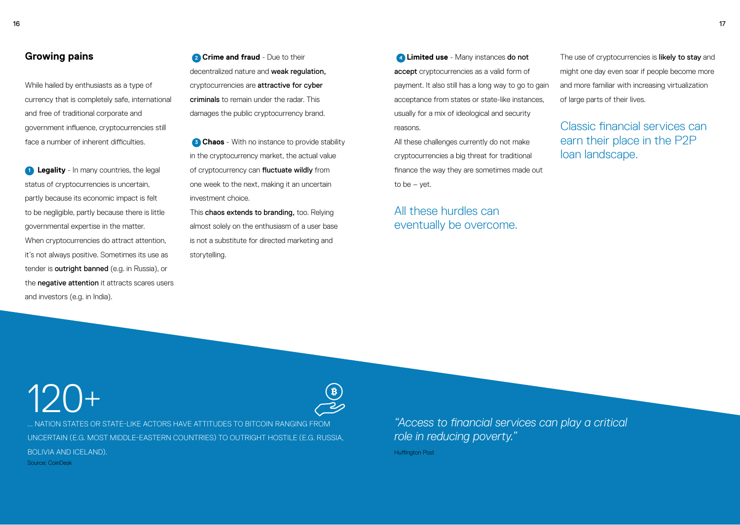## Growing pains

While hailed by enthusiasts as a type of currency that is completely safe, international and free of traditional corporate and government influence, cryptocurrencies still face a number of inherent difficulties.

1. **Legality** - In many countries, the legal status of cryptocurrencies is uncertain, partly because its economic impact is felt to be negligible, partly because there is little governmental expertise in the matter. When cryptocurrencies do attract attention, it's not always positive. Sometimes its use as tender is **outright banned** (e.g. in Russia), or the **negative attention** it attracts scares users and investors (e.g. in India).

2. **Crime and fraud** - Due to their decentralized nature and **weak regulation,** cryptocurrencies are **attractive for cyber criminals** to remain under the radar. This damages the public cryptocurrency brand.

3. **Chaos** - With no instance to provide stability in the cryptocurrency market, the actual value of cryptocurrency can **fluctuate wildly** from one week to the next, making it an uncertain investment choice. This **chaos extends to branding,** too. Relying almost solely on the enthusiasm of a user base is not a substitute for directed marketing and storytelling.

4. **Limited use** - Many instances **do not accept** cryptocurrencies as a valid form of payment. It also still has a long way to go to gain acceptance from states or state-like instances, usually for a mix of ideological and security reasons.

All these challenges currently do not make cryptocurrencies a big threat for traditional finance the way they are sometimes made out to be – yet.

### All these hurdles can eventually be overcome.

The use of cryptocurrencies is **likely to stay** and might one day even soar if people become more and more familiar with increasing virtualization of large parts of their lives.

### Classic financial services can earn their place in the P2P loan landscape.

# 120+

… NATION STATES OR STATE-LIKE ACTORS HAVE ATTITUDES TO BITCOIN RANGING FROM UNCERTAIN (E.G. MOST MIDDLE-EASTERN COUNTRIES) TO OUTRIGHT HOSTILE (E.G. RUSSIA, BOLIVIA AND ICELAND).

Source: CoinDesk

*"Access to financial services can play a critical role in reducing poverty."*

Huffington Post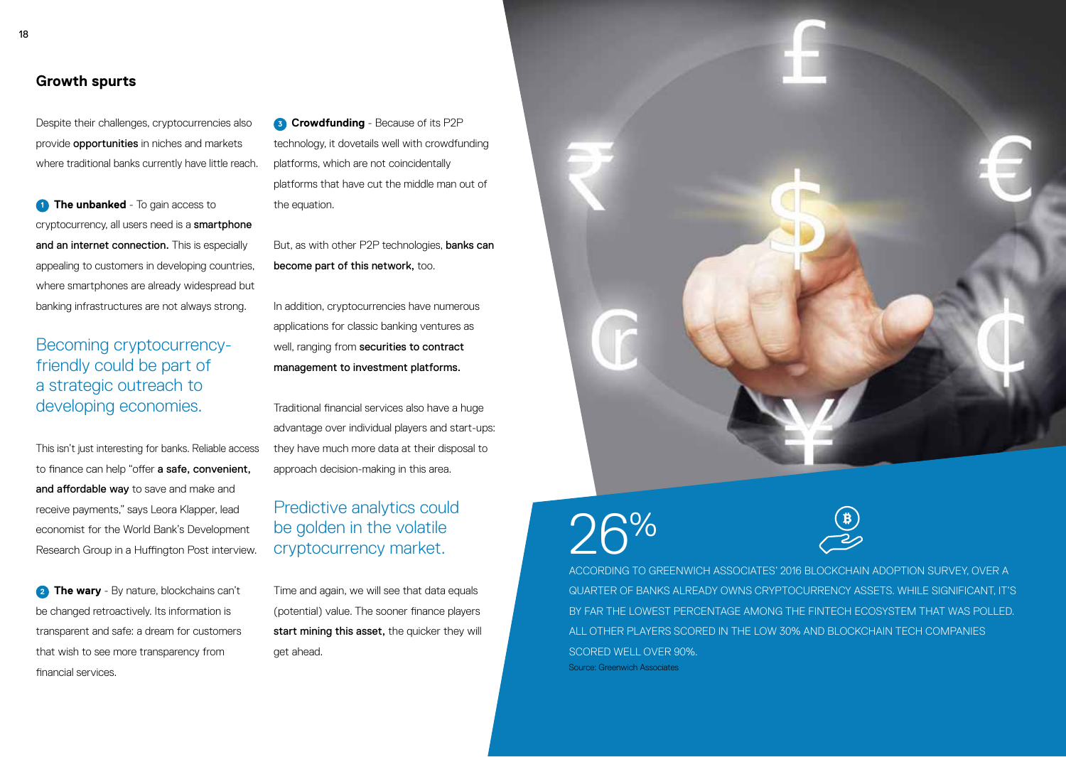## Growth spurts

Despite their challenges, cryptocurrencies also provide **opportunities** in niches and markets where traditional banks currently have little reach.

1. **The unbanked** - To gain access to cryptocurrency, all users need is a **smartphone and an internet connection.** This is especially appealing to customers in developing countries, where smartphones are already widespread but banking infrastructures are not always strong.

### Becoming cryptocurrency-friendly could be part of a strategic outreach to developing economies.

This isn't just interesting for banks. Reliable access to finance can help "offer **a safe, convenient, and affordable way** to save and make and receive payments," says Leora Klapper, lead economist for the World Bank's Development Research Group in a Huffington Post interview.

2. **The wary** - By nature, blockchains can't be changed retroactively. Its information is transparent and safe: a dream for customers that wish to see more transparency from financial services.

3. **Crowdfunding** - Because of its P2P technology, it dovetails well with crowdfunding platforms, which are not coincidentally platforms that have cut the middle man out of the equation.

But, as with other P2P technologies, **banks can become part of this network,** too.

In addition, cryptocurrencies have numerous applications for classic banking ventures as well, ranging from **securities to contract management to investment platforms.**

Traditional financial services also have a huge advantage over individual players and start-ups: they have much more data at their disposal to approach decision-making in this area.

### Predictive analytics could be golden in the volatile cryptocurrency market.

Time and again, we will see that data equals (potential) value. The sooner finance players **start mining this asset,** the quicker they will get ahead.

**26%**

ACCORDING TO GREENWICH ASSOCIATES' 2016 BLOCKCHAIN ADOPTION SURVEY, OVER A QUARTER OF BANKS ALREADY OWNS CRYPTOCURRENCY ASSETS. WHILE SIGNIFICANT, IT'S BY FAR THE LOWEST PERCENTAGE AMONG THE FINTECH ECOSYSTEM THAT WAS POLLED. ALL OTHER PLAYERS SCORED IN THE LOW 30% AND BLOCKCHAIN TECH COMPANIES SCORED WELL OVER 90%.

Source: Greenwich Associates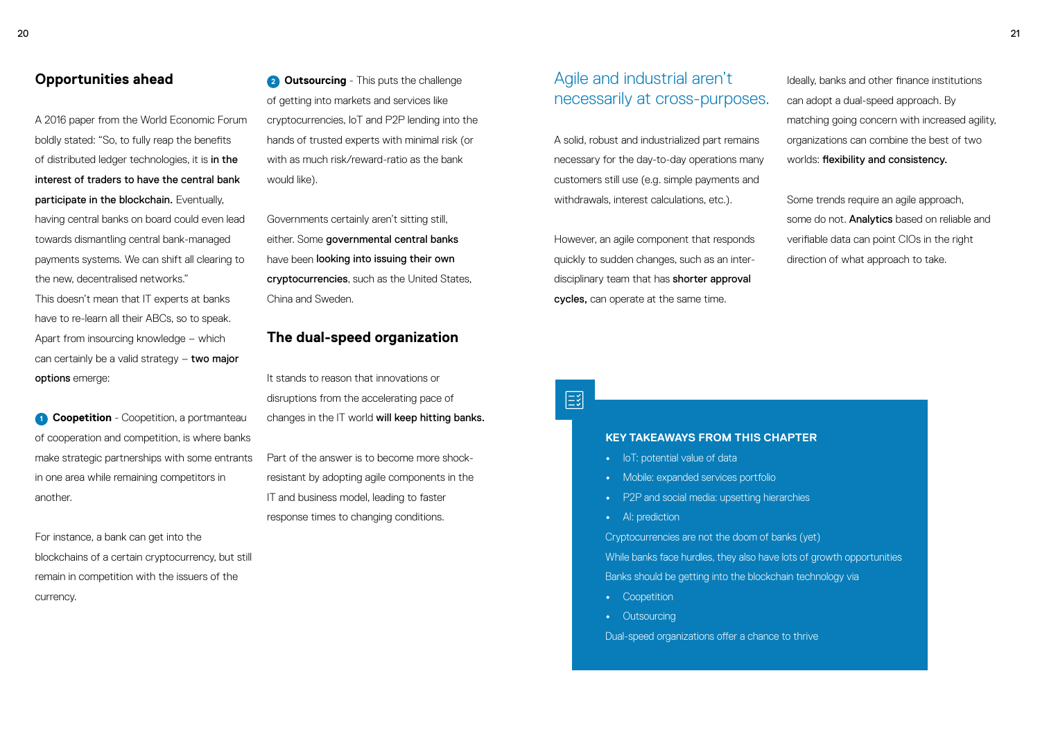## Opportunities ahead

A 2016 paper from the World Economic Forum boldly stated: "So, to fully reap the benefits of distributed ledger technologies, it is **in the interest of traders to have the central bank participate in the blockchain.** Eventually, having central banks on board could even lead towards dismantling central bank-managed payments systems. We can shift all clearing to the new, decentralised networks."

This doesn't mean that IT experts at banks have to re-learn all their ABCs, so to speak. Apart from insourcing knowledge – which can certainly be a valid strategy – **two major options** emerge:

1. **Coopetition** - Coopetition, a portmanteau of cooperation and competition, is where banks make strategic partnerships with some entrants in one area while remaining competitors in another.

   For instance, a bank can get into the blockchains of a certain cryptocurrency, but still remain in competition with the issuers of the currency.

2. **Outsourcing** - This puts the challenge of getting into markets and services like cryptocurrencies, IoT and P2P lending into the hands of trusted experts with minimal risk (or with as much risk/reward-ratio as the bank would like).

Governments certainly aren't sitting still, either. Some **governmental central banks** have been **looking into issuing their own cryptocurrencies**, such as the United States, China and Sweden.

## The dual-speed organization

It stands to reason that innovations or disruptions from the accelerating pace of changes in the IT world **will keep hitting banks.**

Part of the answer is to become more shock-resistant by adopting agile components in the IT and business model, leading to faster response times to changing conditions.

### Agile and industrial aren't necessarily at cross-purposes.

A solid, robust and industrialized part remains necessary for the day-to-day operations many customers still use (e.g. simple payments and withdrawals, interest calculations, etc.).

However, an agile component that responds quickly to sudden changes, such as an inter-disciplinary team that has **shorter approval cycles,** can operate at the same time.

Ideally, banks and other finance institutions can adopt a dual-speed approach. By matching going concern with increased agility, organizations can combine the best of two worlds: **flexibility and consistency.**

Some trends require an agile approach, some do not. **Analytics** based on reliable and verifiable data can point CIOs in the right direction of what approach to take.

**KEY TAKEAWAYS FROM THIS CHAPTER**

- IoT: potential value of data
- Mobile: expanded services portfolio
- P2P and social media: upsetting hierarchies
- AI: prediction

Cryptocurrencies are not the doom of banks (yet)

While banks face hurdles, they also have lots of growth opportunities

Banks should be getting into the blockchain technology via

- Coopetition
- Outsourcing

Dual-speed organizations offer a chance to thrive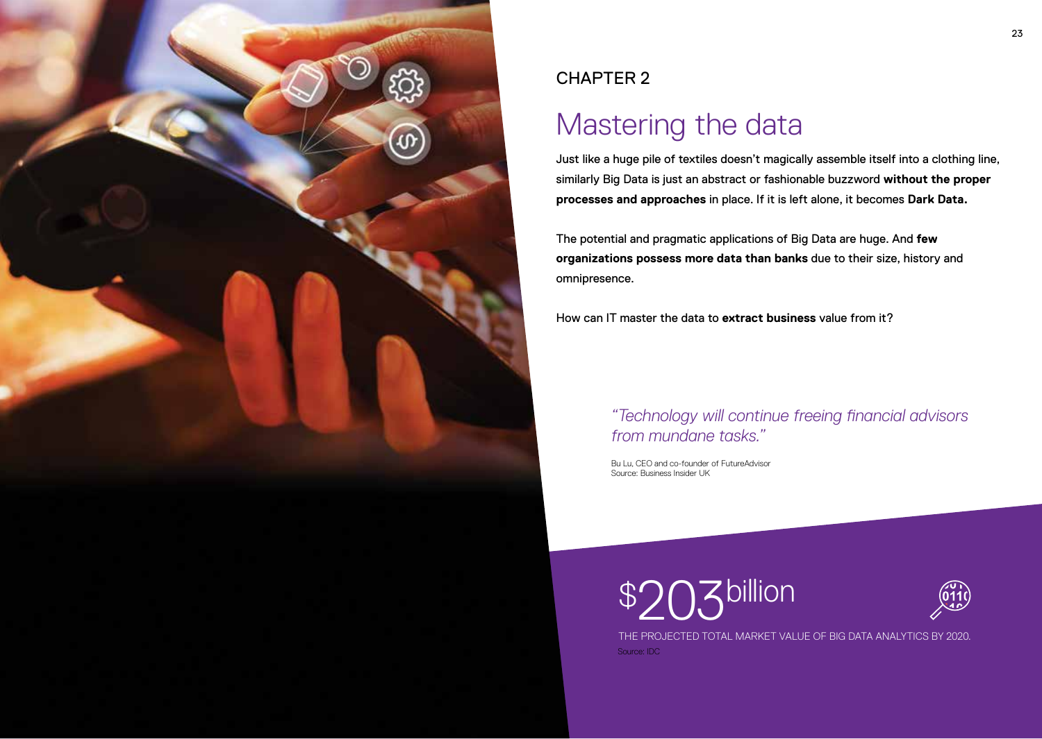CHAPTER 2

# Mastering the data

Just like a huge pile of textiles doesn't magically assemble itself into a clothing line, similarly Big Data is just an abstract or fashionable buzzword **without the proper processes and approaches** in place. If it is left alone, it becomes **Dark Data.**

The potential and pragmatic applications of Big Data are huge. And **few organizations possess more data than banks** due to their size, history and omnipresence.

How can IT master the data to **extract business** value from it?

> *"Technology will continue freeing financial advisors from mundane tasks."*
>
> Bu Lu, CEO and co-founder of FutureAdvisor
> Source: Business Insider UK

**$203 billion**

THE PROJECTED TOTAL MARKET VALUE OF BIG DATA ANALYTICS BY 2020.

Source: IDC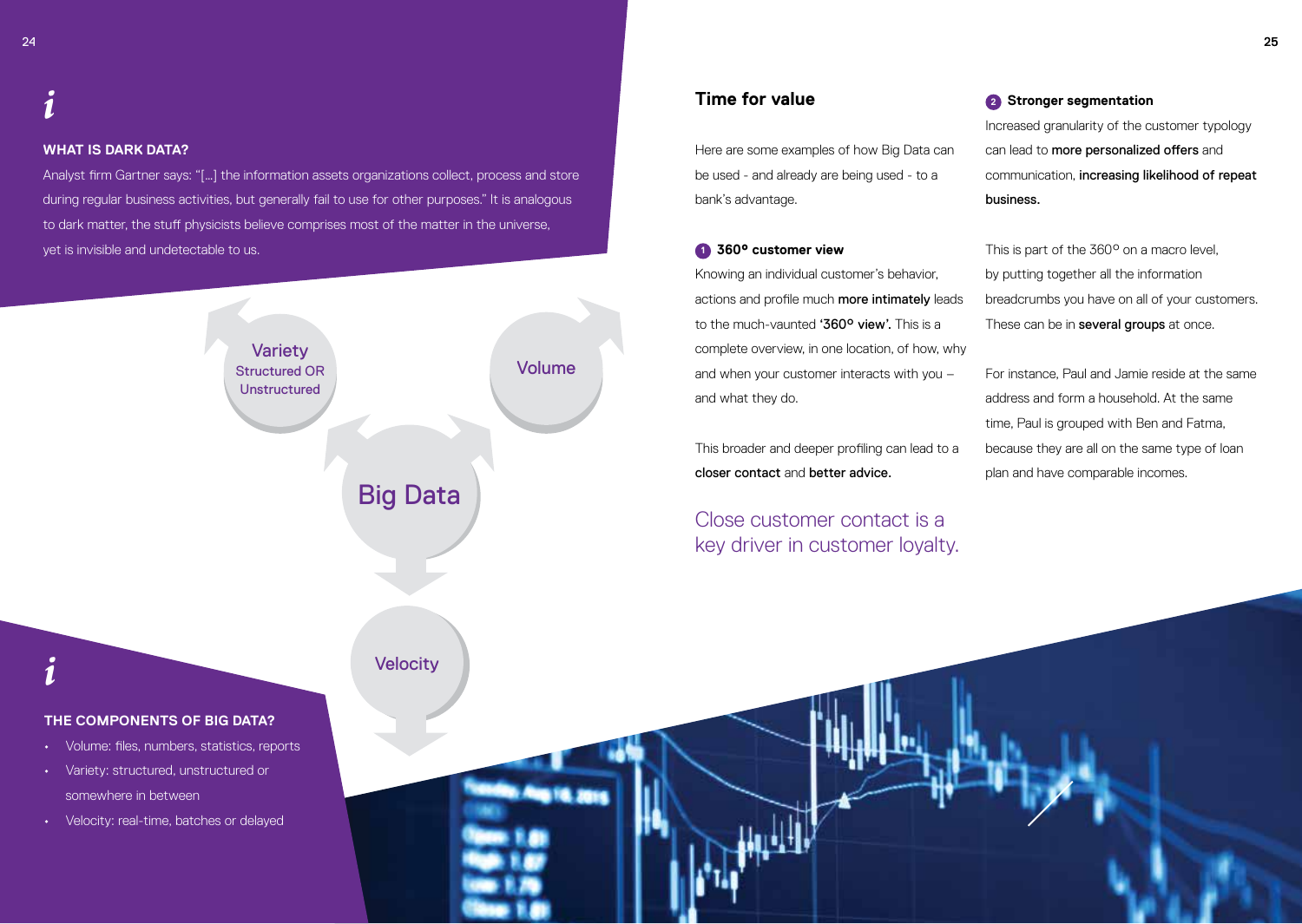### WHAT IS DARK DATA?

Analyst firm Gartner says: "[...] the information assets organizations collect, process and store during regular business activities, but generally fail to use for other purposes." It is analogous to dark matter, the stuff physicists believe comprises most of the matter in the universe, yet is invisible and undetectable to us.

Variety
Structured OR Unstructured

Volume

Big Data

Velocity

### THE COMPONENTS OF BIG DATA?

- Volume: files, numbers, statistics, reports
- Variety: structured, unstructured or somewhere in between
- Velocity: real-time, batches or delayed

## Time for value

Here are some examples of how Big Data can be used - and already are being used - to a bank's advantage.

### 1 360° customer view

Knowing an individual customer's behavior, actions and profile much **more intimately** leads to the much-vaunted **'360° view'.** This is a complete overview, in one location, of how, why and when your customer interacts with you – and what they do.

This broader and deeper profiling can lead to a **closer contact** and **better advice.**

Close customer contact is a key driver in customer loyalty.

### 2 Stronger segmentation

Increased granularity of the customer typology can lead to **more personalized offers** and communication, **increasing likelihood of repeat business.**

This is part of the 360° on a macro level, by putting together all the information breadcrumbs you have on all of your customers. These can be in **several groups** at once.

For instance, Paul and Jamie reside at the same address and form a household. At the same time, Paul is grouped with Ben and Fatma, because they are all on the same type of loan plan and have comparable incomes.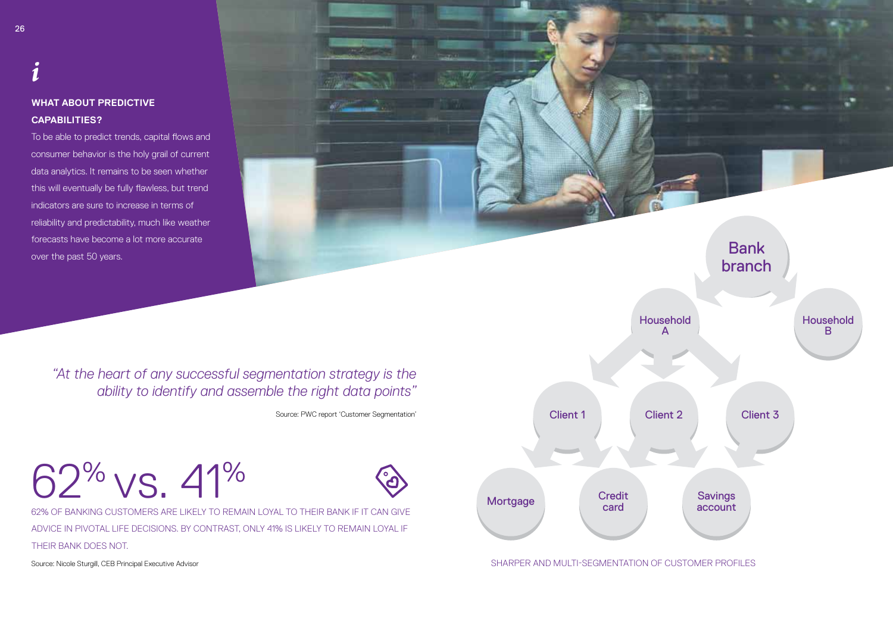### WHAT ABOUT PREDICTIVE CAPABILITIES?

To be able to predict trends, capital flows and consumer behavior is the holy grail of current data analytics. It remains to be seen whether this will eventually be fully flawless, but trend indicators are sure to increase in terms of reliability and predictability, much like weather forecasts have become a lot more accurate over the past 50 years.

*“At the heart of any successful segmentation strategy is the ability to identify and assemble the right data points”*

Source: PWC report ‘Customer Segmentation’

# 62% vs. 41%

62% OF BANKING CUSTOMERS ARE LIKELY TO REMAIN LOYAL TO THEIR BANK IF IT CAN GIVE ADVICE IN PIVOTAL LIFE DECISIONS. BY CONTRAST, ONLY 41% IS LIKELY TO REMAIN LOYAL IF THEIR BANK DOES NOT.

Source: Nicole Sturgill, CEB Principal Executive Advisor

Bank branch

Household A

Household B

Client 1

Client 2

Client 3

Mortgage

Credit card

Savings account

SHARPER AND MULTI-SEGMENTATION OF CUSTOMER PROFILES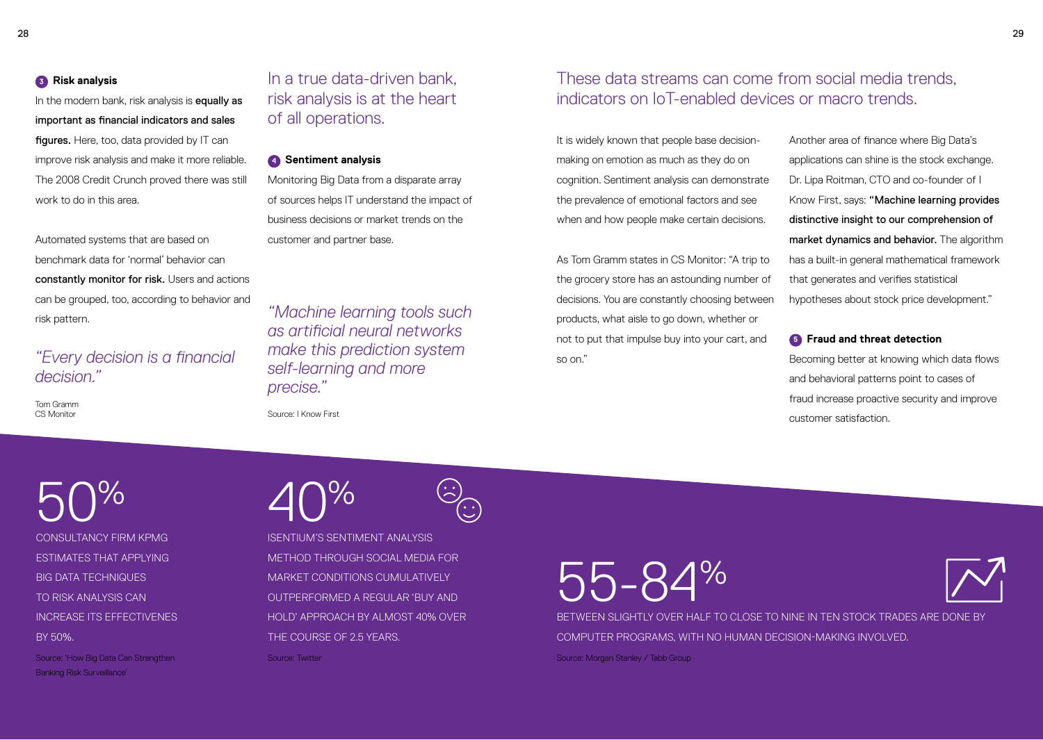### 3 Risk analysis

In the modern bank, risk analysis is **equally as important as financial indicators and sales figures.** Here, too, data provided by IT can improve risk analysis and make it more reliable. The 2008 Credit Crunch proved there was still work to do in this area.

Automated systems that are based on benchmark data for 'normal' behavior can **constantly monitor for risk.** Users and actions can be grouped, too, according to behavior and risk pattern.

*"Every decision is a financial decision."*

Tom Gramm
CS Monitor

## In a true data-driven bank, risk analysis is at the heart of all operations.

### 4 Sentiment analysis

Monitoring Big Data from a disparate array of sources helps IT understand the impact of business decisions or market trends on the customer and partner base.

*"Machine learning tools such as artificial neural networks make this prediction system self-learning and more precise."*

Source: I Know First

## These data streams can come from social media trends, indicators on IoT-enabled devices or macro trends.

It is widely known that people base decision-making on emotion as much as they do on cognition. Sentiment analysis can demonstrate the prevalence of emotional factors and see when and how people make certain decisions.

As Tom Gramm states in CS Monitor: "A trip to the grocery store has an astounding number of decisions. You are constantly choosing between products, what aisle to go down, whether or not to put that impulse buy into your cart, and so on."

Another area of finance where Big Data's applications can shine is the stock exchange. Dr. Lipa Roitman, CTO and co-founder of I Know First, says: **"Machine learning provides distinctive insight to our comprehension of market dynamics and behavior.** The algorithm has a built-in general mathematical framework that generates and verifies statistical hypotheses about stock price development."

### 5 Fraud and threat detection

Becoming better at knowing which data flows and behavioral patterns point to cases of fraud increase proactive security and improve customer satisfaction.

**50%**

CONSULTANCY FIRM KPMG ESTIMATES THAT APPLYING BIG DATA TECHNIQUES TO RISK ANALYSIS CAN INCREASE ITS EFFECTIVENES BY 50%.

Source: 'How Big Data Can Strengthen Banking Risk Surveillance'

**40%**

ISENTIUM'S SENTIMENT ANALYSIS METHOD THROUGH SOCIAL MEDIA FOR MARKET CONDITIONS CUMULATIVELY OUTPERFORMED A REGULAR 'BUY AND HOLD' APPROACH BY ALMOST 40% OVER THE COURSE OF 2.5 YEARS.

Source: Twitter

**55-84%**

BETWEEN SLIGHTLY OVER HALF TO CLOSE TO NINE IN TEN STOCK TRADES ARE DONE BY COMPUTER PROGRAMS, WITH NO HUMAN DECISION-MAKING INVOLVED.

Source: Morgan Stanley / Tabb Group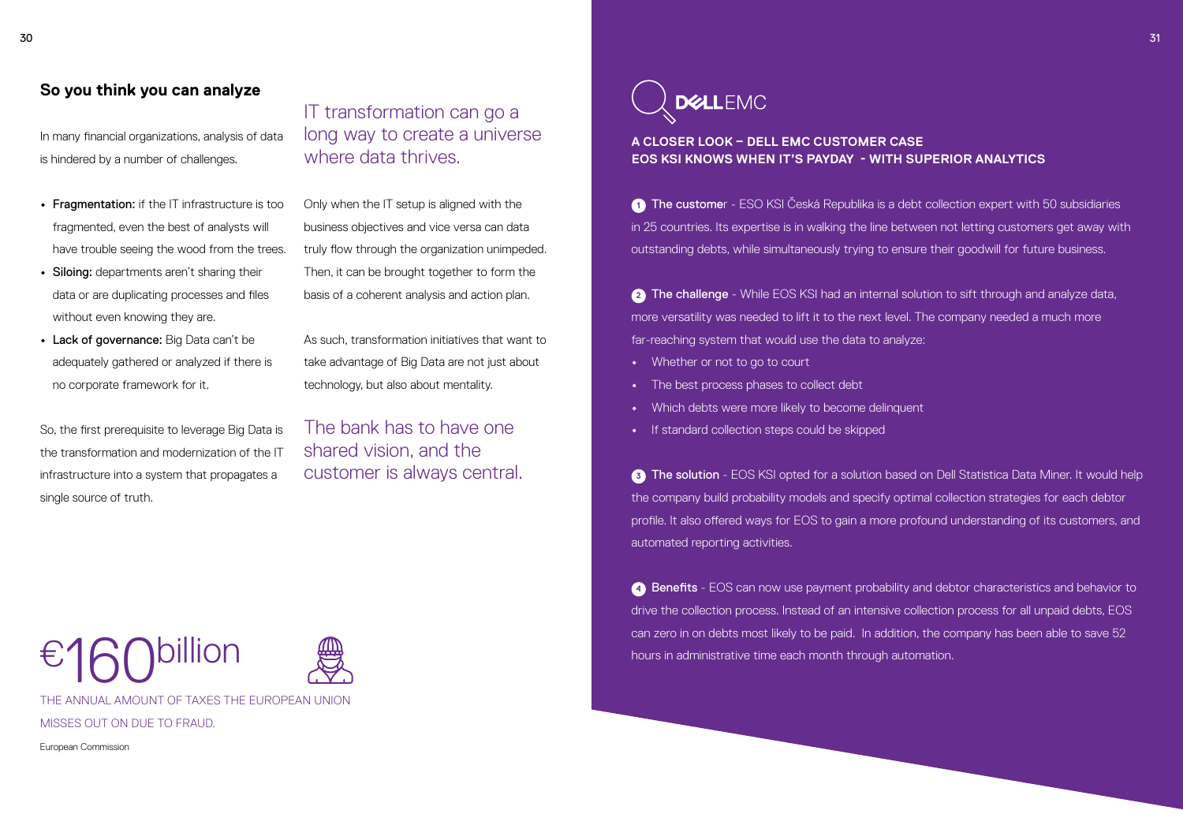## So you think you can analyze

In many financial organizations, analysis of data is hindered by a number of challenges.

- **Fragmentation:** if the IT infrastructure is too fragmented, even the best of analysts will have trouble seeing the wood from the trees.
- **Siloing:** departments aren't sharing their data or are duplicating processes and files without even knowing they are.
- **Lack of governance:** Big Data can't be adequately gathered or analyzed if there is no corporate framework for it.

So, the first prerequisite to leverage Big Data is the transformation and modernization of the IT infrastructure into a system that propagates a single source of truth.

IT transformation can go a long way to create a universe where data thrives.

Only when the IT setup is aligned with the business objectives and vice versa can data truly flow through the organization unimpeded. Then, it can be brought together to form the basis of a coherent analysis and action plan.

As such, transformation initiatives that want to take advantage of Big Data are not just about technology, but also about mentality.

The bank has to have one shared vision, and the customer is always central.

€160billion

THE ANNUAL AMOUNT OF TAXES THE EUROPEAN UNION MISSES OUT ON DUE TO FRAUD.

European Commission

DELL EMC

### A CLOSER LOOK – DELL EMC CUSTOMER CASE EOS KSI KNOWS WHEN IT'S PAYDAY - WITH SUPERIOR ANALYTICS

1 **The customer** - ESO KSI Česká Republika is a debt collection expert with 50 subsidiaries in 25 countries. Its expertise is in walking the line between not letting customers get away with outstanding debts, while simultaneously trying to ensure their goodwill for future business.

2 **The challenge** - While EOS KSI had an internal solution to sift through and analyze data, more versatility was needed to lift it to the next level. The company needed a much more far-reaching system that would use the data to analyze:

- Whether or not to go to court
- The best process phases to collect debt
- Which debts were more likely to become delinquent
- If standard collection steps could be skipped

3 **The solution** - EOS KSI opted for a solution based on Dell Statistica Data Miner. It would help the company build probability models and specify optimal collection strategies for each debtor profile. It also offered ways for EOS to gain a more profound understanding of its customers, and automated reporting activities.

4 **Benefits** - EOS can now use payment probability and debtor characteristics and behavior to drive the collection process. Instead of an intensive collection process for all unpaid debts, EOS can zero in on debts most likely to be paid. In addition, the company has been able to save 52 hours in administrative time each month through automation.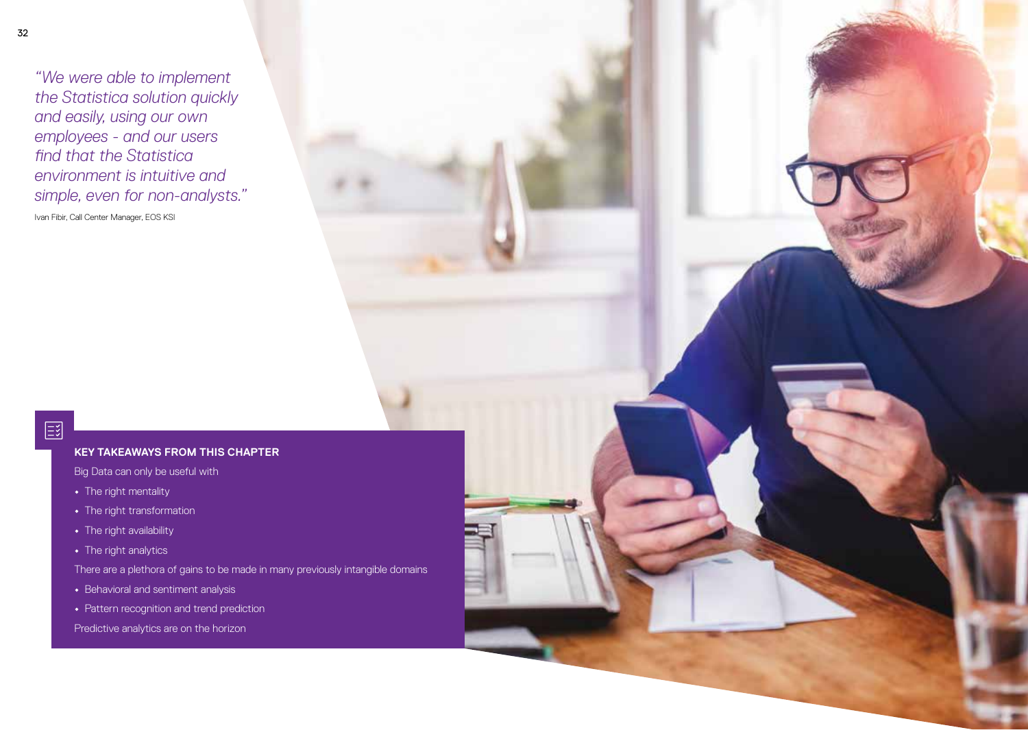*"We were able to implement the Statistica solution quickly and easily, using our own employees - and our users find that the Statistica environment is intuitive and simple, even for non-analysts."*

Ivan Fibir, Call Center Manager, EOS KSI

### KEY TAKEAWAYS FROM THIS CHAPTER

Big Data can only be useful with

- The right mentality
- The right transformation
- The right availability
- The right analytics

There are a plethora of gains to be made in many previously intangible domains

- Behavioral and sentiment analysis
- Pattern recognition and trend prediction

Predictive analytics are on the horizon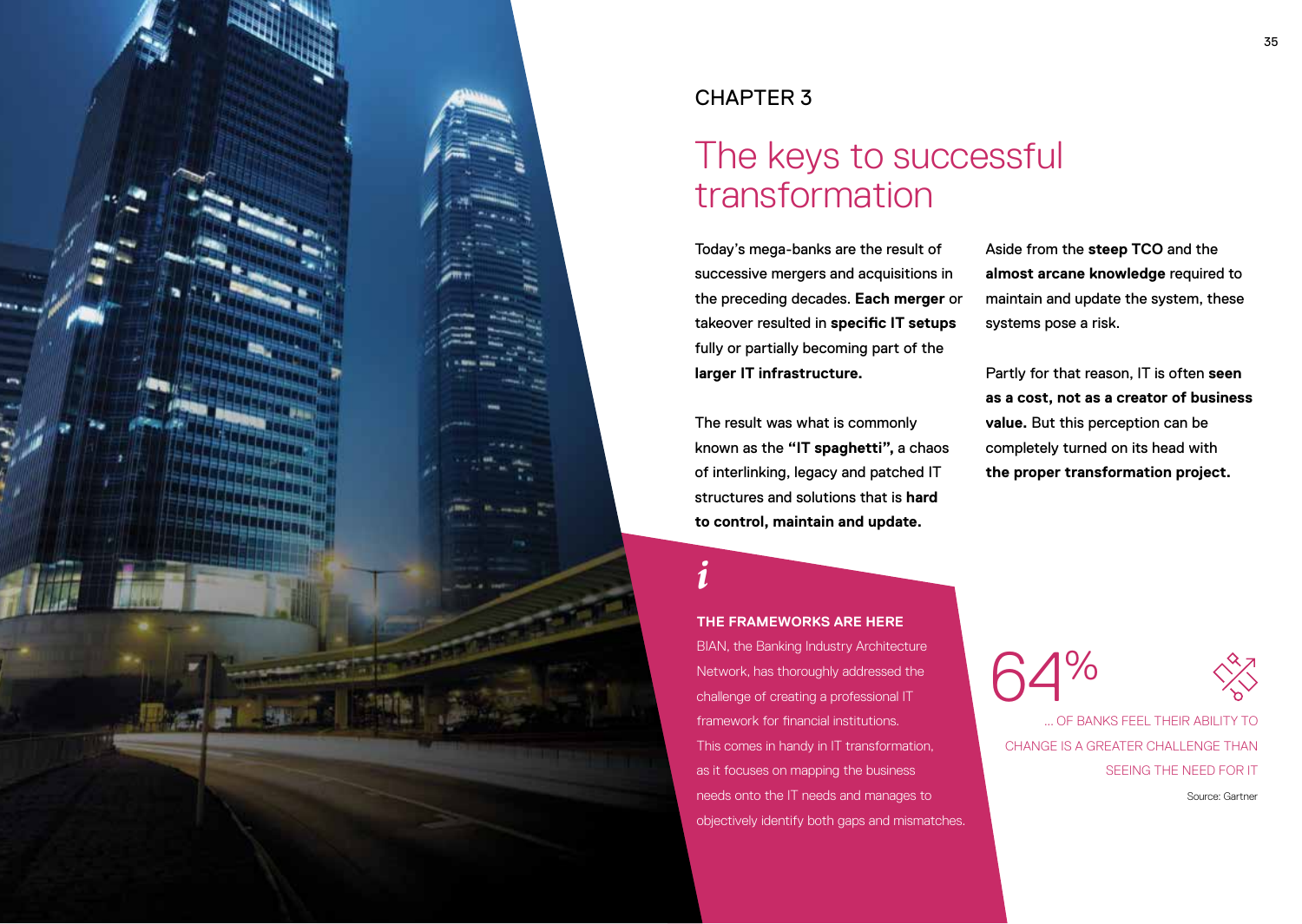CHAPTER 3

# The keys to successful transformation

Today's mega-banks are the result of successive mergers and acquisitions in the preceding decades. **Each merger** or takeover resulted in **specific IT setups** fully or partially becoming part of the **larger IT infrastructure.**

The result was what is commonly known as the **"IT spaghetti",** a chaos of interlinking, legacy and patched IT structures and solutions that is **hard to control, maintain and update.**

Aside from the **steep TCO** and the **almost arcane knowledge** required to maintain and update the system, these systems pose a risk.

Partly for that reason, IT is often **seen as a cost, not as a creator of business value.** But this perception can be completely turned on its head with **the proper transformation project.**

*i*

**THE FRAMEWORKS ARE HERE**

BIAN, the Banking Industry Architecture Network, has thoroughly addressed the challenge of creating a professional IT framework for financial institutions. This comes in handy in IT transformation, as it focuses on mapping the business needs onto the IT needs and manages to objectively identify both gaps and mismatches.

64%

... OF BANKS FEEL THEIR ABILITY TO CHANGE IS A GREATER CHALLENGE THAN SEEING THE NEED FOR IT

Source: Gartner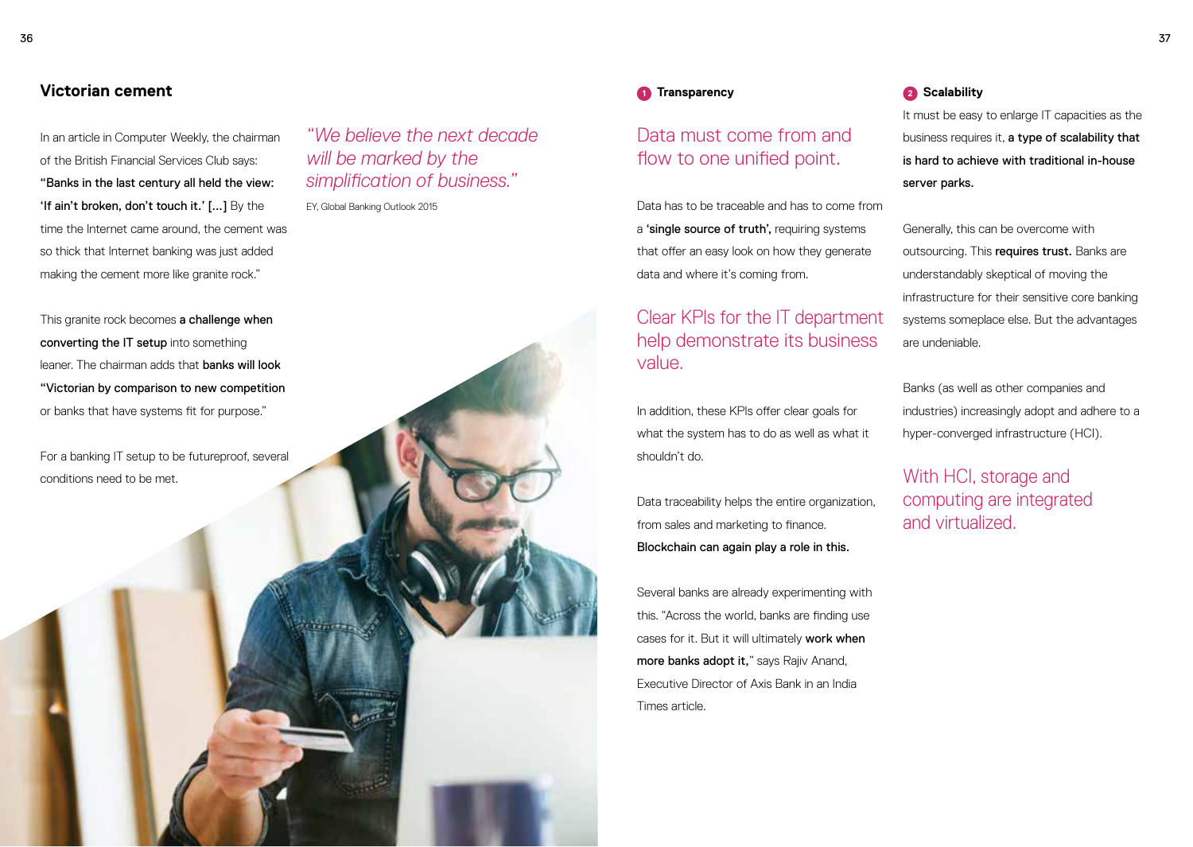## Victorian cement

In an article in Computer Weekly, the chairman of the British Financial Services Club says: **"Banks in the last century all held the view: 'If ain't broken, don't touch it.' [...]** By the time the Internet came around, the cement was so thick that Internet banking was just added making the cement more like granite rock."

This granite rock becomes **a challenge when converting the IT setup** into something leaner. The chairman adds that **banks will look "Victorian by comparison to new competition** or banks that have systems fit for purpose."

For a banking IT setup to be futureproof, several conditions need to be met.

*"We believe the next decade will be marked by the simplification of business."*

EY, Global Banking Outlook 2015

### 1 Transparency

Data must come from and flow to one unified point.

Data has to be traceable and has to come from a **'single source of truth',** requiring systems that offer an easy look on how they generate data and where it's coming from.

Clear KPIs for the IT department help demonstrate its business value.

In addition, these KPIs offer clear goals for what the system has to do as well as what it shouldn't do.

Data traceability helps the entire organization, from sales and marketing to finance. **Blockchain can again play a role in this.**

Several banks are already experimenting with this. "Across the world, banks are finding use cases for it. But it will ultimately **work when more banks adopt it,"** says Rajiv Anand, Executive Director of Axis Bank in an India Times article.

### 2 Scalability

It must be easy to enlarge IT capacities as the business requires it, **a type of scalability that is hard to achieve with traditional in-house server parks.**

Generally, this can be overcome with outsourcing. This **requires trust.** Banks are understandably skeptical of moving the infrastructure for their sensitive core banking systems someplace else. But the advantages are undeniable.

Banks (as well as other companies and industries) increasingly adopt and adhere to a hyper-converged infrastructure (HCI).

With HCI, storage and computing are integrated and virtualized.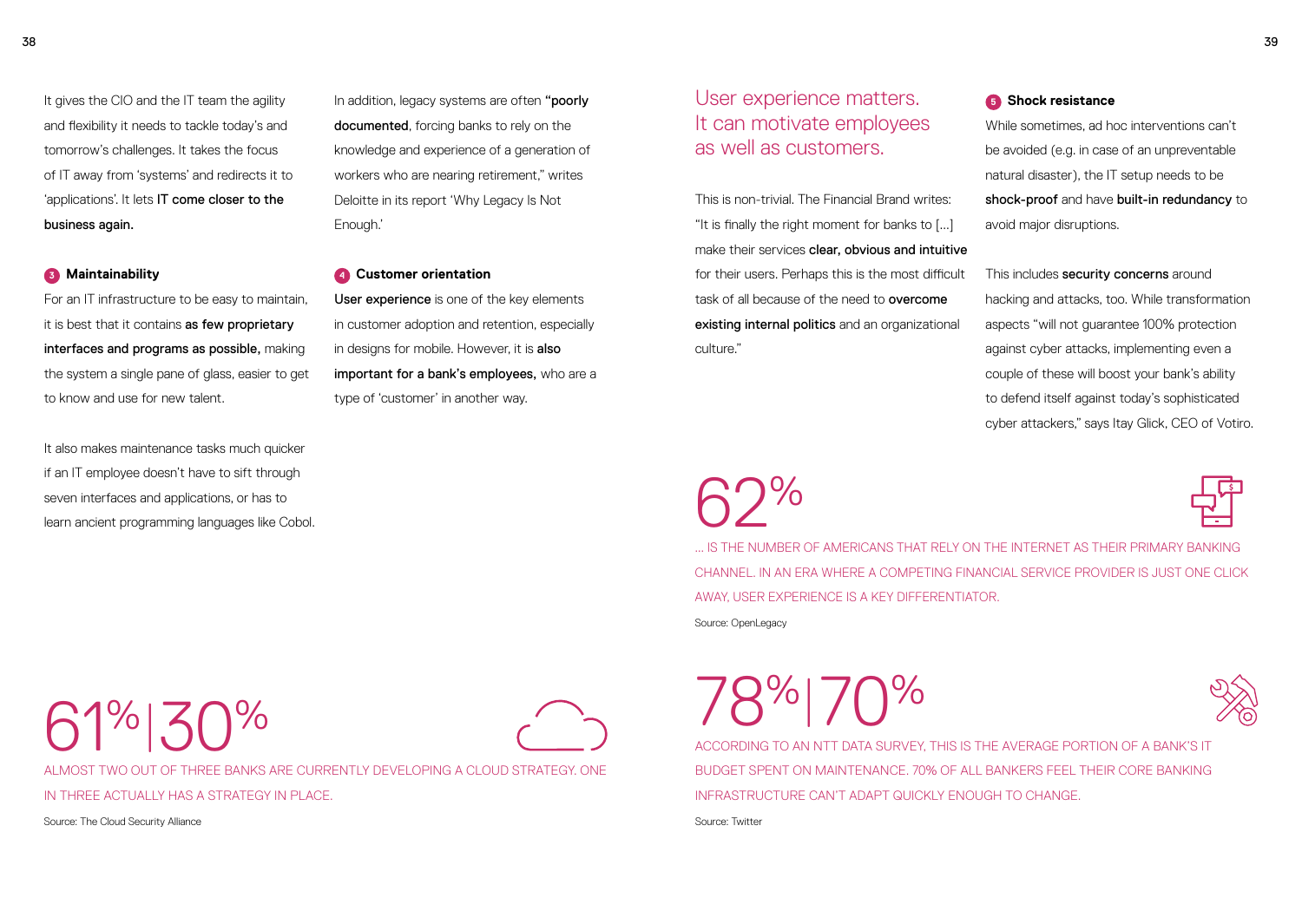It gives the CIO and the IT team the agility and flexibility it needs to tackle today's and tomorrow's challenges. It takes the focus of IT away from 'systems' and redirects it to 'applications'. It lets **IT come closer to the business again.**

### 3 Maintainability

For an IT infrastructure to be easy to maintain, it is best that it contains **as few proprietary interfaces and programs as possible,** making the system a single pane of glass, easier to get to know and use for new talent.

It also makes maintenance tasks much quicker if an IT employee doesn't have to sift through seven interfaces and applications, or has to learn ancient programming languages like Cobol.

In addition, legacy systems are often **"poorly documented**, forcing banks to rely on the knowledge and experience of a generation of workers who are nearing retirement," writes Deloitte in its report 'Why Legacy Is Not Enough.'

### 4 Customer orientation

**User experience** is one of the key elements in customer adoption and retention, especially in designs for mobile. However, it is **also important for a bank's employees,** who are a type of 'customer' in another way.

## 61% | 30%

ALMOST TWO OUT OF THREE BANKS ARE CURRENTLY DEVELOPING A CLOUD STRATEGY. ONE IN THREE ACTUALLY HAS A STRATEGY IN PLACE.

Source: The Cloud Security Alliance

## User experience matters. It can motivate employees as well as customers.

This is non-trivial. The Financial Brand writes: "It is finally the right moment for banks to [...] make their services **clear, obvious and intuitive** for their users. Perhaps this is the most difficult task of all because of the need to **overcome existing internal politics** and an organizational culture."

### 5 Shock resistance

While sometimes, ad hoc interventions can't be avoided (e.g. in case of an unpreventable natural disaster), the IT setup needs to be **shock-proof** and have **built-in redundancy** to avoid major disruptions.

This includes **security concerns** around hacking and attacks, too. While transformation aspects "will not guarantee 100% protection against cyber attacks, implementing even a couple of these will boost your bank's ability to defend itself against today's sophisticated cyber attackers," says Itay Glick, CEO of Votiro.

## 62%

... IS THE NUMBER OF AMERICANS THAT RELY ON THE INTERNET AS THEIR PRIMARY BANKING CHANNEL. IN AN ERA WHERE A COMPETING FINANCIAL SERVICE PROVIDER IS JUST ONE CLICK AWAY, USER EXPERIENCE IS A KEY DIFFERENTIATOR.

Source: OpenLegacy

## 78% | 70%

ACCORDING TO AN NTT DATA SURVEY, THIS IS THE AVERAGE PORTION OF A BANK'S IT BUDGET SPENT ON MAINTENANCE. 70% OF ALL BANKERS FEEL THEIR CORE BANKING INFRASTRUCTURE CAN'T ADAPT QUICKLY ENOUGH TO CHANGE.

Source: Twitter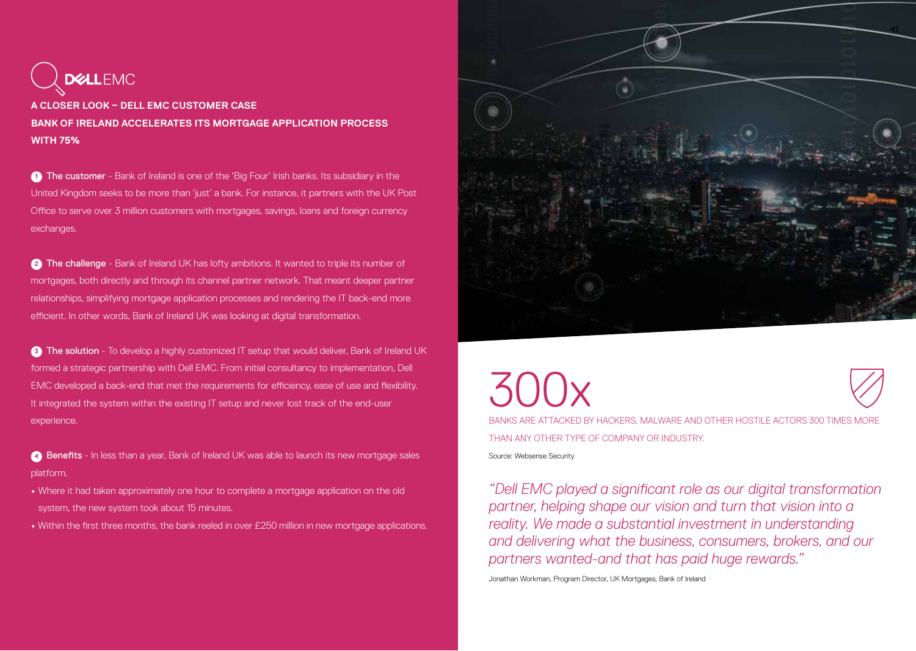DELL EMC

## A CLOSER LOOK – DELL EMC CUSTOMER CASE

## BANK OF IRELAND ACCELERATES ITS MORTGAGE APPLICATION PROCESS WITH 75%

1. **The customer** - Bank of Ireland is one of the 'Big Four' Irish banks. Its subsidiary in the United Kingdom seeks to be more than 'just' a bank. For instance, it partners with the UK Post Office to serve over 3 million customers with mortgages, savings, loans and foreign currency exchanges.

2. **The challenge** - Bank of Ireland UK has lofty ambitions. It wanted to triple its number of mortgages, both directly and through its channel partner network. That meant deeper partner relationships, simplifying mortgage application processes and rendering the IT back-end more efficient. In other words, Bank of Ireland UK was looking at digital transformation.

3. **The solution** - To develop a highly customized IT setup that would deliver, Bank of Ireland UK formed a strategic partnership with Dell EMC. From initial consultancy to implementation, Dell EMC developed a back-end that met the requirements for efficiency, ease of use and flexibility. It integrated the system within the existing IT setup and never lost track of the end-user experience.

4. **Benefits** - In less than a year, Bank of Ireland UK was able to launch its new mortgage sales platform.

- Where it had taken approximately one hour to complete a mortgage application on the old system, the new system took about 15 minutes.
- Within the first three months, the bank reeled in over £250 million in new mortgage applications.

# 300x

BANKS ARE ATTACKED BY HACKERS, MALWARE AND OTHER HOSTILE ACTORS 300 TIMES MORE THAN ANY OTHER TYPE OF COMPANY OR INDUSTRY.

Source: Websense Security

*"Dell EMC played a significant role as our digital transformation partner, helping shape our vision and turn that vision into a reality. We made a substantial investment in understanding and delivering what the business, consumers, brokers, and our partners wanted-and that has paid huge rewards."*

Jonathan Workman, Program Director, UK Mortgages, Bank of Ireland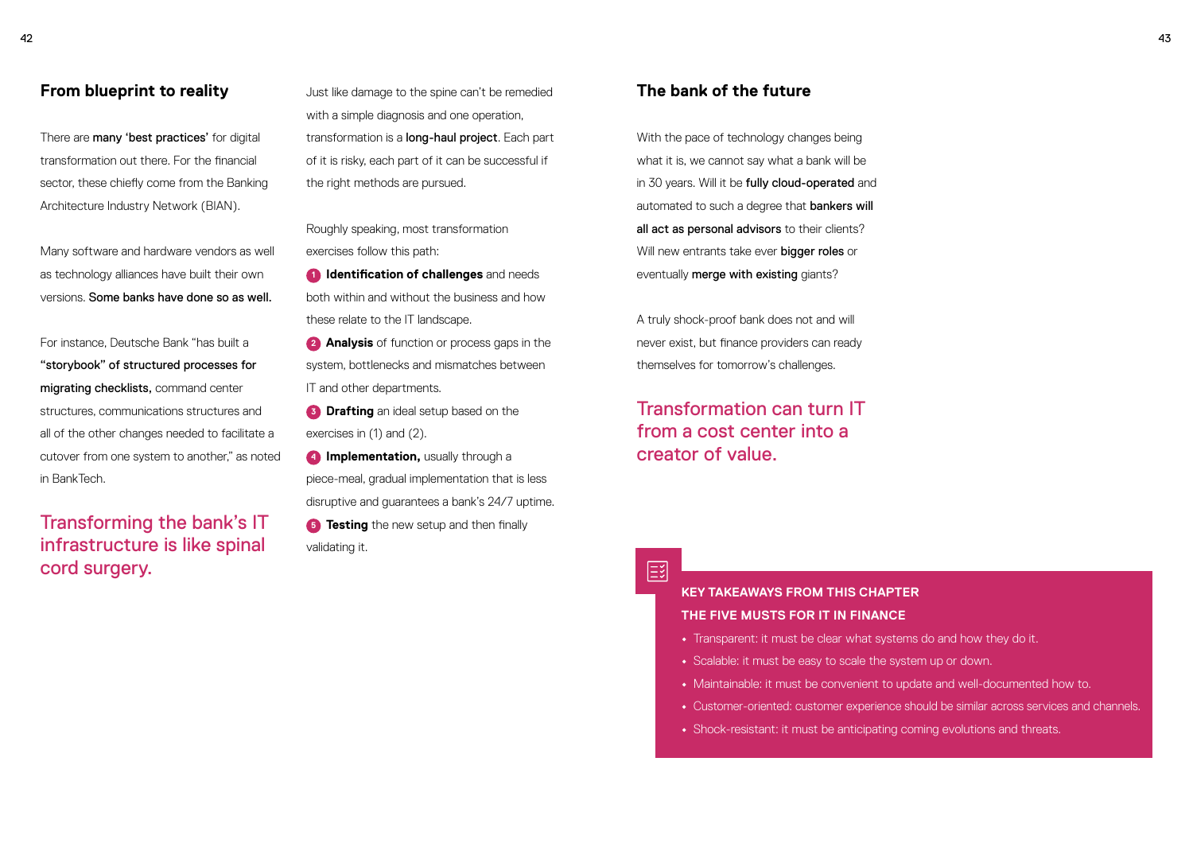## From blueprint to reality

There are **many 'best practices'** for digital transformation out there. For the financial sector, these chiefly come from the Banking Architecture Industry Network (BIAN).

Many software and hardware vendors as well as technology alliances have built their own versions. **Some banks have done so as well.**

For instance, Deutsche Bank "has built a **"storybook" of structured processes for migrating checklists,** command center structures, communications structures and all of the other changes needed to facilitate a cutover from one system to another," as noted in BankTech.

Transforming the bank's IT infrastructure is like spinal cord surgery.

Just like damage to the spine can't be remedied with a simple diagnosis and one operation, transformation is a **long-haul project**. Each part of it is risky, each part of it can be successful if the right methods are pursued.

Roughly speaking, most transformation exercises follow this path:

1. **Identification of challenges** and needs both within and without the business and how these relate to the IT landscape.
2. **Analysis** of function or process gaps in the system, bottlenecks and mismatches between IT and other departments.
3. **Drafting** an ideal setup based on the exercises in (1) and (2).
4. **Implementation,** usually through a piece-meal, gradual implementation that is less disruptive and guarantees a bank's 24/7 uptime.
5. **Testing** the new setup and then finally validating it.

## The bank of the future

With the pace of technology changes being what it is, we cannot say what a bank will be in 30 years. Will it be **fully cloud-operated** and automated to such a degree that **bankers will all act as personal advisors** to their clients? Will new entrants take ever **bigger roles** or eventually **merge with existing** giants?

A truly shock-proof bank does not and will never exist, but finance providers can ready themselves for tomorrow's challenges.

Transformation can turn IT from a cost center into a creator of value.

**KEY TAKEAWAYS FROM THIS CHAPTER**

**THE FIVE MUSTS FOR IT IN FINANCE**

- Transparent: it must be clear what systems do and how they do it.
- Scalable: it must be easy to scale the system up or down.
- Maintainable: it must be convenient to update and well-documented how to.
- Customer-oriented: customer experience should be similar across services and channels.
- Shock-resistant: it must be anticipating coming evolutions and threats.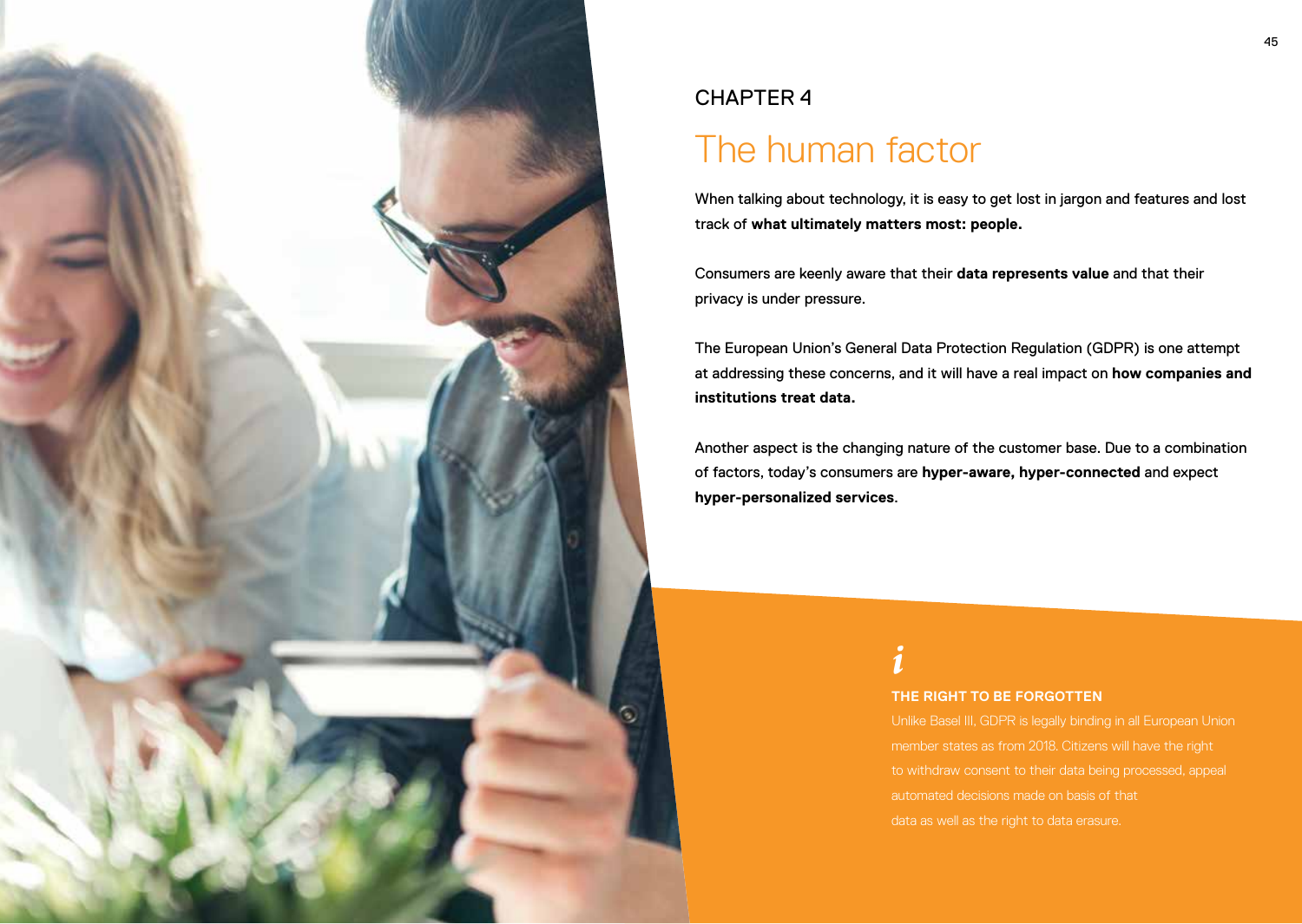CHAPTER 4

# The human factor

When talking about technology, it is easy to get lost in jargon and features and lost track of **what ultimately matters most: people.**

Consumers are keenly aware that their **data represents value** and that their privacy is under pressure.

The European Union's General Data Protection Regulation (GDPR) is one attempt at addressing these concerns, and it will have a real impact on **how companies and institutions treat data.**

Another aspect is the changing nature of the customer base. Due to a combination of factors, today's consumers are **hyper-aware, hyper-connected** and expect **hyper-personalized services**.

*i*

**THE RIGHT TO BE FORGOTTEN**

Unlike Basel III, GDPR is legally binding in all European Union member states as from 2018. Citizens will have the right to withdraw consent to their data being processed, appeal automated decisions made on basis of that data as well as the right to data erasure.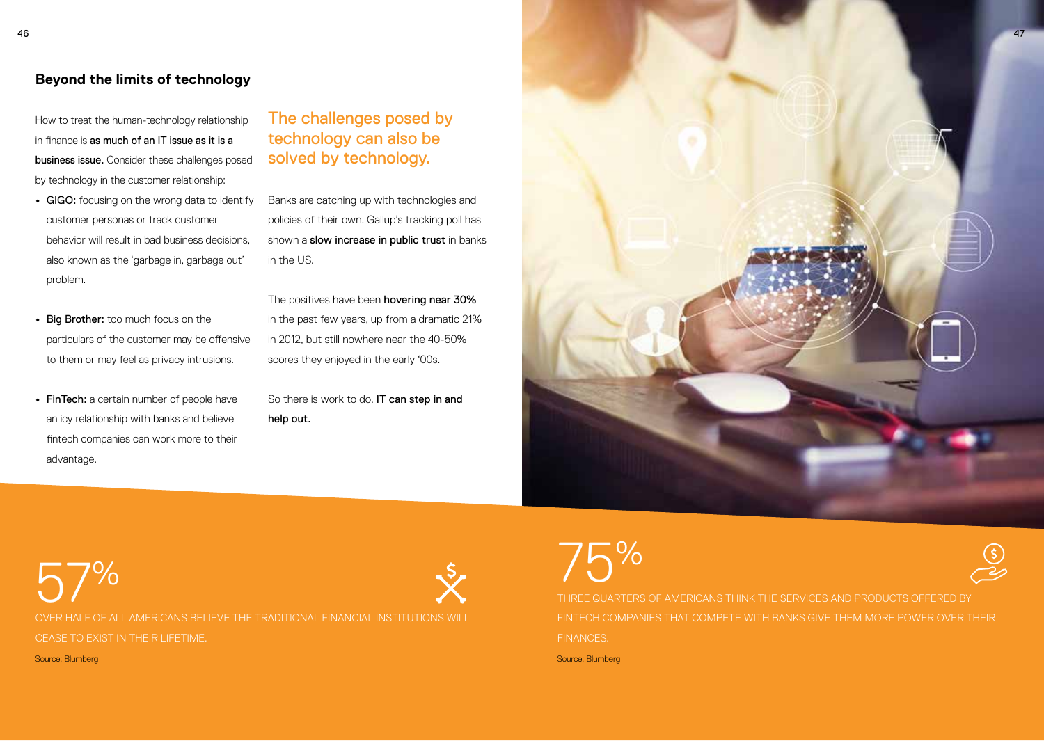## Beyond the limits of technology

How to treat the human-technology relationship in finance is **as much of an IT issue as it is a business issue.** Consider these challenges posed by technology in the customer relationship:

- **GIGO:** focusing on the wrong data to identify customer personas or track customer behavior will result in bad business decisions, also known as the 'garbage in, garbage out' problem.
- **Big Brother:** too much focus on the particulars of the customer may be offensive to them or may feel as privacy intrusions.
- **FinTech:** a certain number of people have an icy relationship with banks and believe fintech companies can work more to their advantage.

### The challenges posed by technology can also be solved by technology.

Banks are catching up with technologies and policies of their own. Gallup's tracking poll has shown a **slow increase in public trust** in banks in the US.

The positives have been **hovering near 30%** in the past few years, up from a dramatic 21% in 2012, but still nowhere near the 40-50% scores they enjoyed in the early '00s.

So there is work to do. **IT can step in and help out.**

57%

OVER HALF OF ALL AMERICANS BELIEVE THE TRADITIONAL FINANCIAL INSTITUTIONS WILL CEASE TO EXIST IN THEIR LIFETIME.

Source: Blumberg

75%

THREE QUARTERS OF AMERICANS THINK THE SERVICES AND PRODUCTS OFFERED BY FINTECH COMPANIES THAT COMPETE WITH BANKS GIVE THEM MORE POWER OVER THEIR FINANCES.

Source: Blumberg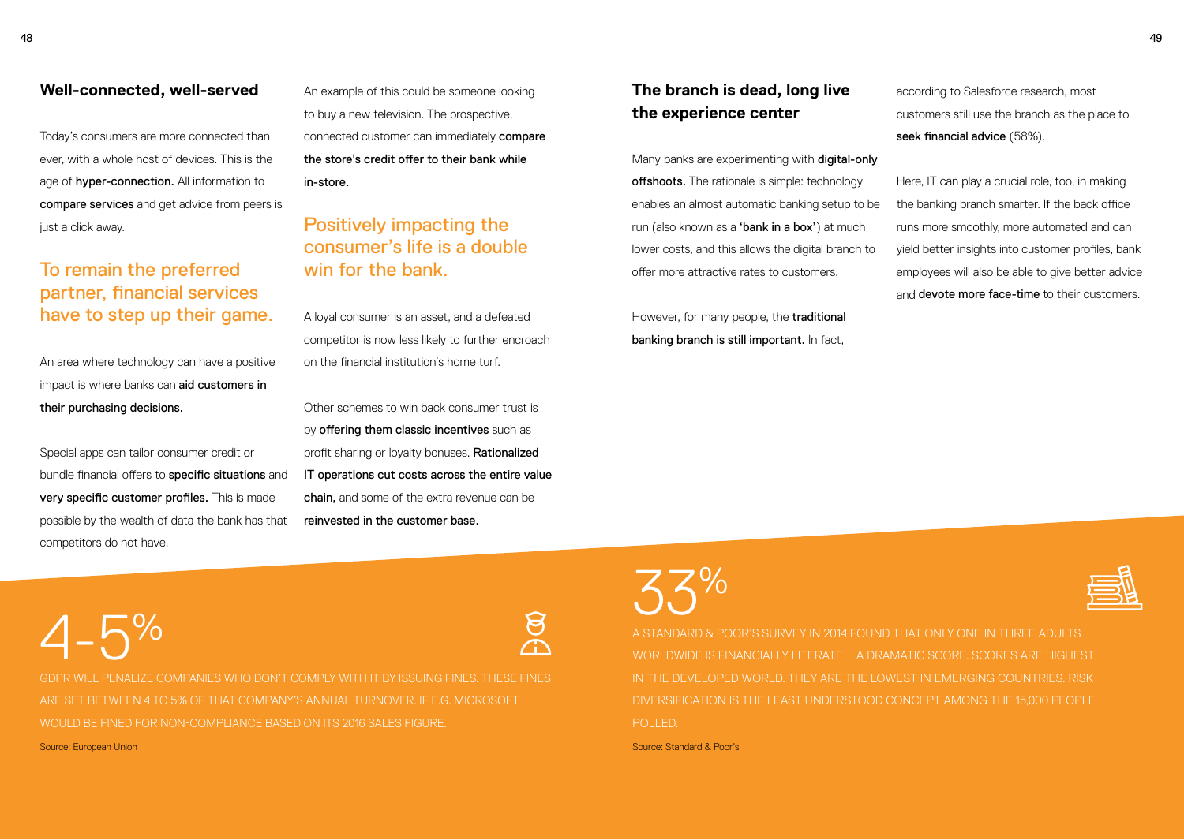## Well-connected, well-served

Today's consumers are more connected than ever, with a whole host of devices. This is the age of **hyper-connection.** All information to **compare services** and get advice from peers is just a click away.

### To remain the preferred partner, financial services have to step up their game.

An area where technology can have a positive impact is where banks can **aid customers in their purchasing decisions.**

Special apps can tailor consumer credit or bundle financial offers to **specific situations** and **very specific customer profiles.** This is made possible by the wealth of data the bank has that competitors do not have.

An example of this could be someone looking to buy a new television. The prospective, connected customer can immediately **compare the store's credit offer to their bank while in-store.**

### Positively impacting the consumer's life is a double win for the bank.

A loyal consumer is an asset, and a defeated competitor is now less likely to further encroach on the financial institution's home turf.

Other schemes to win back consumer trust is by **offering them classic incentives** such as profit sharing or loyalty bonuses. **Rationalized IT operations cut costs across the entire value chain,** and some of the extra revenue can be **reinvested in the customer base.**

## The branch is dead, long live the experience center

Many banks are experimenting with **digital-only offshoots.** The rationale is simple: technology enables an almost automatic banking setup to be run (also known as a '**bank in a box**') at much lower costs, and this allows the digital branch to offer more attractive rates to customers.

However, for many people, the **traditional banking branch is still important.** In fact, according to Salesforce research, most customers still use the branch as the place to **seek financial advice** (58%).

Here, IT can play a crucial role, too, in making the banking branch smarter. If the back office runs more smoothly, more automated and can yield better insights into customer profiles, bank employees will also be able to give better advice and **devote more face-time** to their customers.

4-5%

GDPR WILL PENALIZE COMPANIES WHO DON'T COMPLY WITH IT BY ISSUING FINES. THESE FINES ARE SET BETWEEN 4 TO 5% OF THAT COMPANY'S ANNUAL TURNOVER. IF E.G. MICROSOFT WOULD BE FINED FOR NON-COMPLIANCE BASED ON ITS 2016 SALES FIGURE.

Source: European Union

33%

A STANDARD & POOR'S SURVEY IN 2014 FOUND THAT ONLY ONE IN THREE ADULTS WORLDWIDE IS FINANCIALLY LITERATE – A DRAMATIC SCORE. SCORES ARE HIGHEST IN THE DEVELOPED WORLD. THEY ARE THE LOWEST IN EMERGING COUNTRIES. RISK DIVERSIFICATION IS THE LEAST UNDERSTOOD CONCEPT AMONG THE 15,000 PEOPLE POLLED.

Source: Standard & Poor's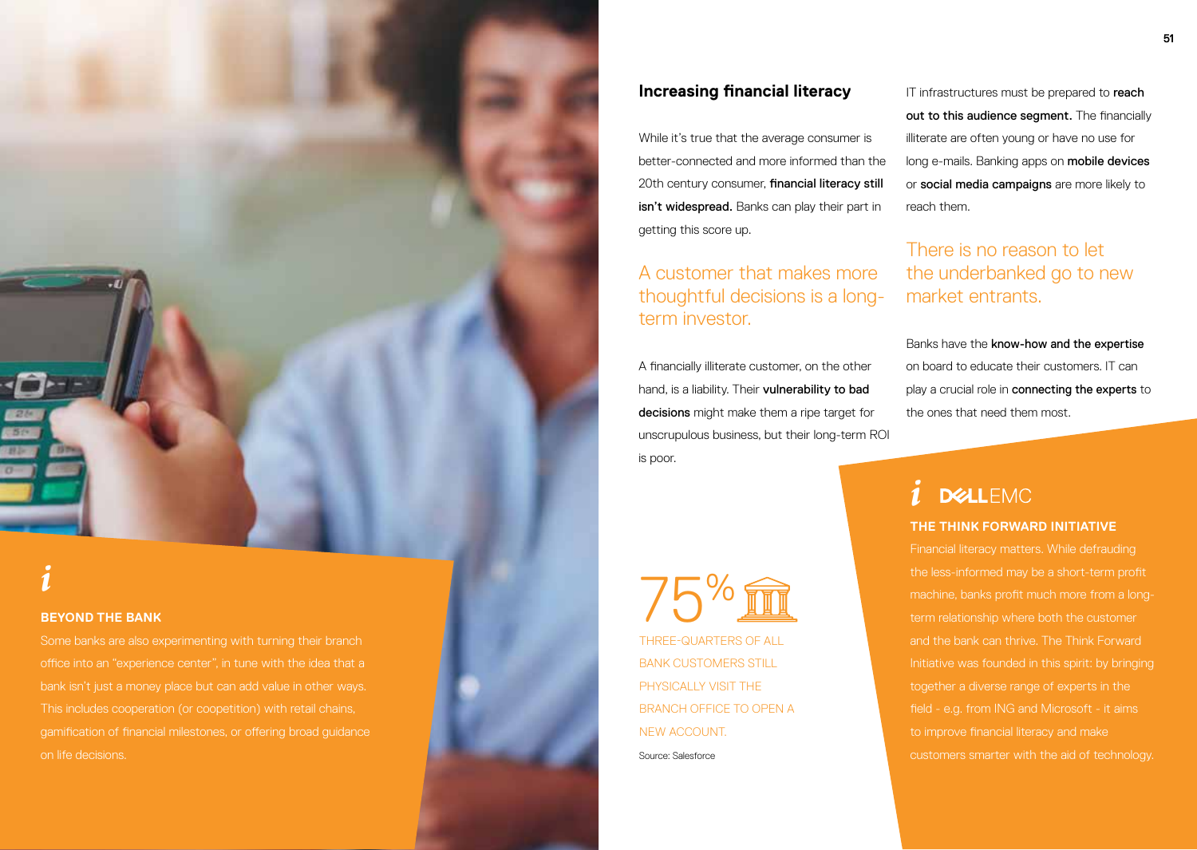## Increasing financial literacy

While it's true that the average consumer is better-connected and more informed than the 20th century consumer, **financial literacy still isn't widespread.** Banks can play their part in getting this score up.

A customer that makes more thoughtful decisions is a long-term investor.

A financially illiterate customer, on the other hand, is a liability. Their **vulnerability to bad decisions** might make them a ripe target for unscrupulous business, but their long-term ROI is poor.

IT infrastructures must be prepared to **reach out to this audience segment.** The financially illiterate are often young or have no use for long e-mails. Banking apps on **mobile devices** or **social media campaigns** are more likely to reach them.

There is no reason to let the underbanked go to new market entrants.

Banks have the **know-how and the expertise** on board to educate their customers. IT can play a crucial role in **connecting the experts** to the ones that need them most.

75%

THREE-QUARTERS OF ALL BANK CUSTOMERS STILL PHYSICALLY VISIT THE BRANCH OFFICE TO OPEN A NEW ACCOUNT.

Source: Salesforce

### BEYOND THE BANK

Some banks are also experimenting with turning their branch office into an "experience center", in tune with the idea that a bank isn't just a money place but can add value in other ways. This includes cooperation (or coopetition) with retail chains, gamification of financial milestones, or offering broad guidance on life decisions.

DELL EMC

### THE THINK FORWARD INITIATIVE

Financial literacy matters. While defrauding the less-informed may be a short-term profit machine, banks profit much more from a long-term relationship where both the customer and the bank can thrive. The Think Forward Initiative was founded in this spirit: by bringing together a diverse range of experts in the field - e.g. from ING and Microsoft - it aims to improve financial literacy and make customers smarter with the aid of technology.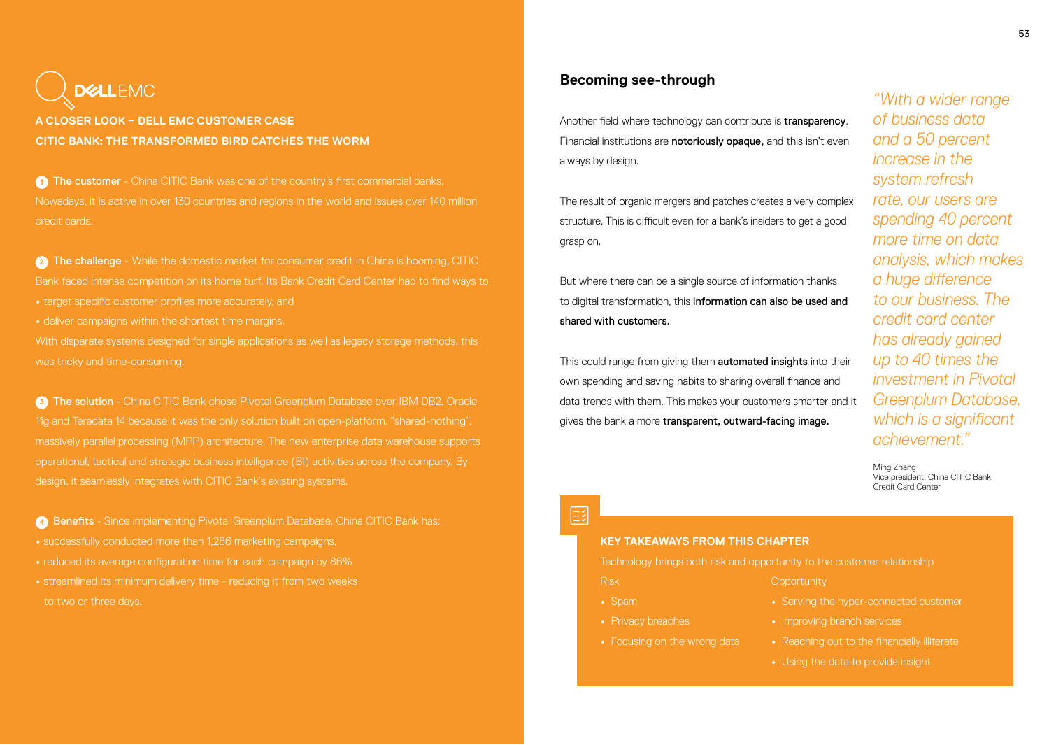DELL EMC

**A CLOSER LOOK – DELL EMC CUSTOMER CASE**

**CITIC BANK: THE TRANSFORMED BIRD CATCHES THE WORM**

1. **The customer** - China CITIC Bank was one of the country's first commercial banks. Nowadays, it is active in over 130 countries and regions in the world and issues over 140 million credit cards.

2. **The challenge** - While the domestic market for consumer credit in China is booming, CITIC Bank faced intense competition on its home turf. Its Bank Credit Card Center had to find ways to
   - target specific customer profiles more accurately, and
   - deliver campaigns within the shortest time margins.

   With disparate systems designed for single applications as well as legacy storage methods, this was tricky and time-consuming.

3. **The solution** - China CITIC Bank chose Pivotal Greenplum Database over IBM DB2, Oracle 11g and Teradata 14 because it was the only solution built on open-platform, "shared-nothing", massively parallel processing (MPP) architecture. The new enterprise data warehouse supports operational, tactical and strategic business intelligence (BI) activities across the company. By design, it seamlessly integrates with CITIC Bank's existing systems.

4. **Benefits** - Since implementing Pivotal Greenplum Database, China CITIC Bank has:
   - successfully conducted more than 1,286 marketing campaigns,
   - reduced its average configuration time for each campaign by 86%
   - streamlined its minimum delivery time - reducing it from two weeks to two or three days.

## Becoming see-through

Another field where technology can contribute is **transparency**. Financial institutions are **notoriously opaque,** and this isn't even always by design.

The result of organic mergers and patches creates a very complex structure. This is difficult even for a bank's insiders to get a good grasp on.

But where there can be a single source of information thanks to digital transformation, this **information can also be used and shared with customers.**

This could range from giving them **automated insights** into their own spending and saving habits to sharing overall finance and data trends with them. This makes your customers smarter and it gives the bank a more **transparent, outward-facing image.**

*"With a wider range of business data and a 50 percent increase in the system refresh rate, our users are spending 40 percent more time on data analysis, which makes a huge difference to our business. The credit card center has already gained up to 40 times the investment in Pivotal Greenplum Database, which is a significant achievement."*

Ming Zhang
Vice president, China CITIC Bank Credit Card Center

**KEY TAKEAWAYS FROM THIS CHAPTER**

Technology brings both risk and opportunity to the customer relationship

| Risk | Opportunity |
| --- | --- |
| • Spam | • Serving the hyper-connected customer |
| • Privacy breaches | • Improving branch services |
| • Focusing on the wrong data | • Reaching out to the financially illiterate |
| | • Using the data to provide insight |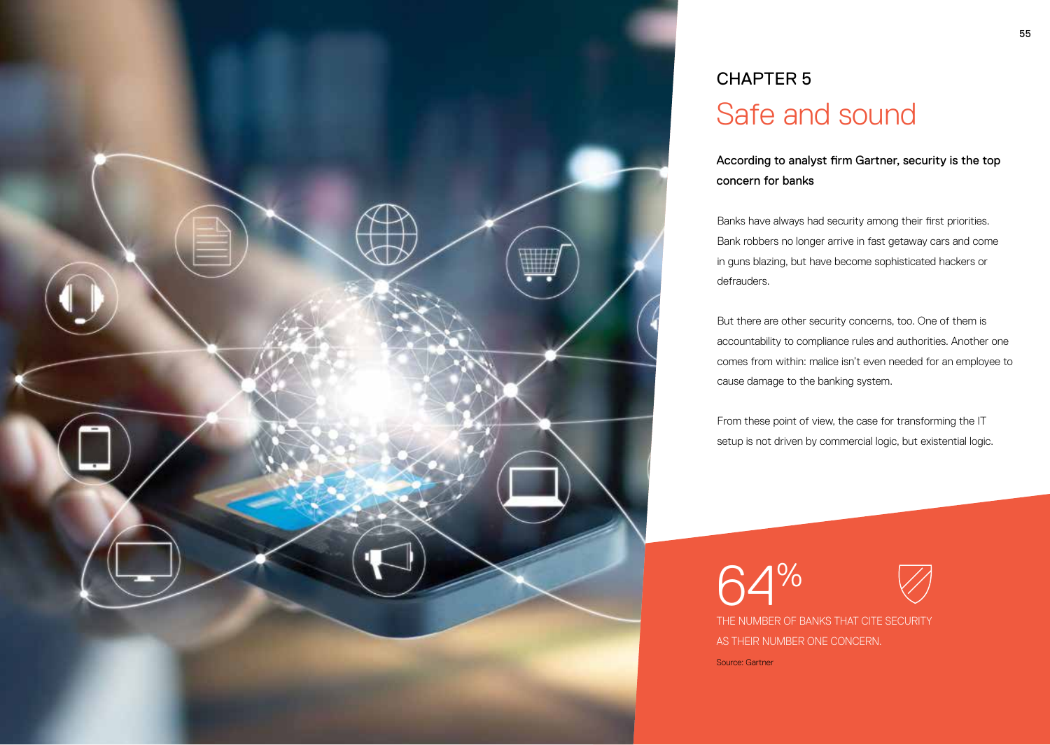CHAPTER 5

# Safe and sound

**According to analyst firm Gartner, security is the top concern for banks**

Banks have always had security among their first priorities. Bank robbers no longer arrive in fast getaway cars and come in guns blazing, but have become sophisticated hackers or defrauders.

But there are other security concerns, too. One of them is accountability to compliance rules and authorities. Another one comes from within: malice isn't even needed for an employee to cause damage to the banking system.

From these point of view, the case for transforming the IT setup is not driven by commercial logic, but existential logic.

64%

THE NUMBER OF BANKS THAT CITE SECURITY AS THEIR NUMBER ONE CONCERN.

Source: Gartner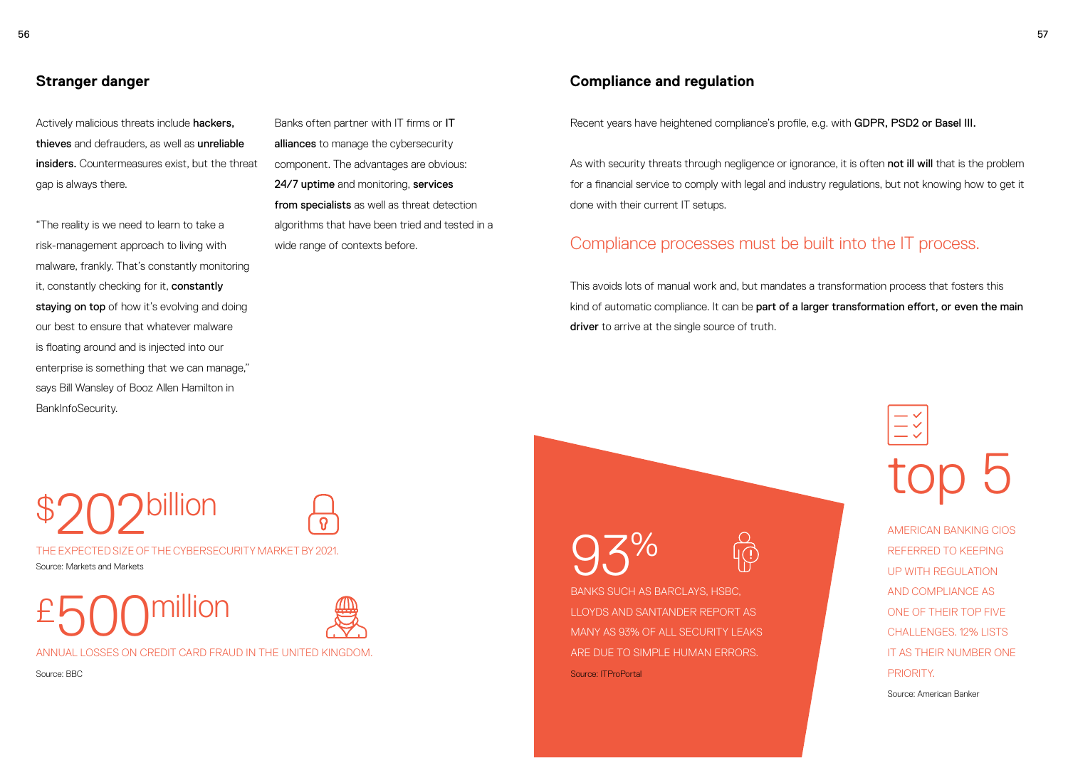## Stranger danger

Actively malicious threats include **hackers, thieves** and defrauders, as well as **unreliable insiders.** Countermeasures exist, but the threat gap is always there.

"The reality is we need to learn to take a risk-management approach to living with malware, frankly. That's constantly monitoring it, constantly checking for it, **constantly staying on top** of how it's evolving and doing our best to ensure that whatever malware is floating around and is injected into our enterprise is something that we can manage," says Bill Wansley of Booz Allen Hamilton in BankInfoSecurity.

Banks often partner with IT firms or **IT alliances** to manage the cybersecurity component. The advantages are obvious: **24/7 uptime** and monitoring, **services from specialists** as well as threat detection algorithms that have been tried and tested in a wide range of contexts before.

$202 billion

THE EXPECTED SIZE OF THE CYBERSECURITY MARKET BY 2021.

Source: Markets and Markets

£500 million

ANNUAL LOSSES ON CREDIT CARD FRAUD IN THE UNITED KINGDOM.

Source: BBC

## Compliance and regulation

Recent years have heightened compliance's profile, e.g. with **GDPR, PSD2 or Basel III.**

As with security threats through negligence or ignorance, it is often **not ill will** that is the problem for a financial service to comply with legal and industry regulations, but not knowing how to get it done with their current IT setups.

### Compliance processes must be built into the IT process.

This avoids lots of manual work and, but mandates a transformation process that fosters this kind of automatic compliance. It can be **part of a larger transformation effort, or even the main driver** to arrive at the single source of truth.

93%

BANKS SUCH AS BARCLAYS, HSBC, LLOYDS AND SANTANDER REPORT AS MANY AS 93% OF ALL SECURITY LEAKS ARE DUE TO SIMPLE HUMAN ERRORS.

Source: ITProPortal

top 5

AMERICAN BANKING CIOS REFERRED TO KEEPING UP WITH REGULATION AND COMPLIANCE AS ONE OF THEIR TOP FIVE CHALLENGES. 12% LISTS IT AS THEIR NUMBER ONE PRIORITY.

Source: American Banker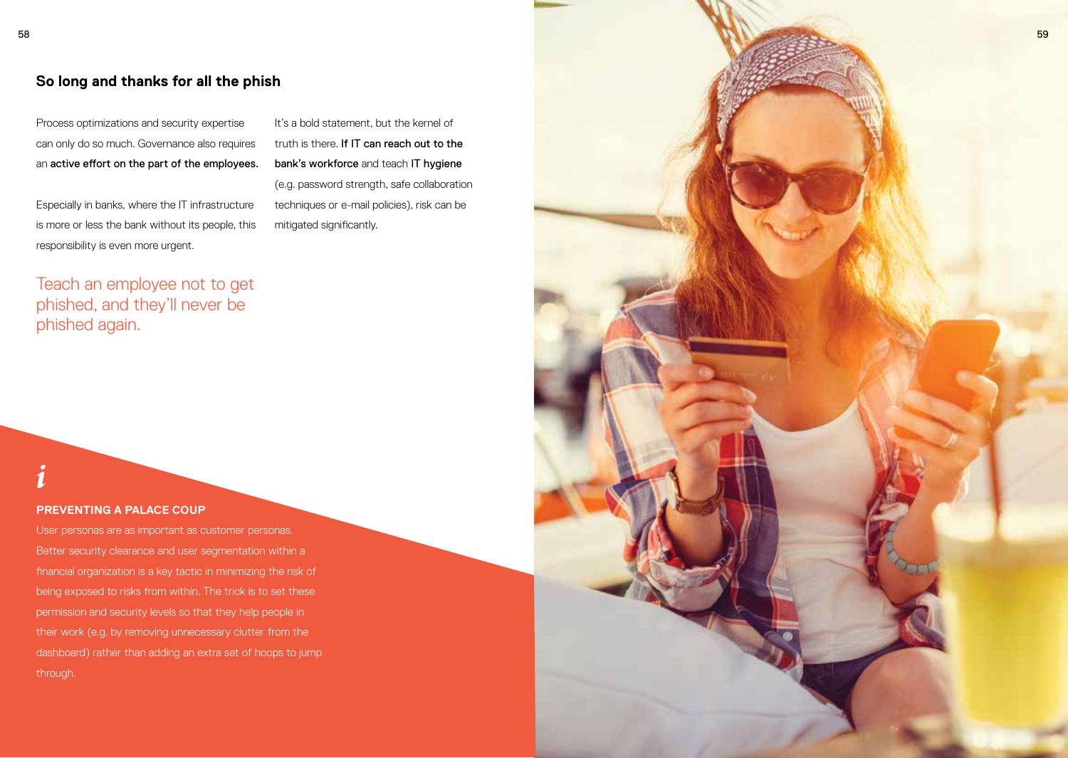## So long and thanks for all the phish

Process optimizations and security expertise can only do so much. Governance also requires an **active effort on the part of the employees.**

Especially in banks, where the IT infrastructure is more or less the bank without its people, this responsibility is even more urgent.

It's a bold statement, but the kernel of truth is there. **If IT can reach out to the bank's workforce** and teach **IT hygiene** (e.g. password strength, safe collaboration techniques or e-mail policies), risk can be mitigated significantly.

> Teach an employee not to get phished, and they'll never be phished again.

### PREVENTING A PALACE COUP

User personas are as important as customer personas. Better security clearance and user segmentation within a financial organization is a key tactic in minimizing the risk of being exposed to risks from within. The trick is to set these permission and security levels so that they help people in their work (e.g. by removing unnecessary clutter from the dashboard) rather than adding an extra set of hoops to jump through.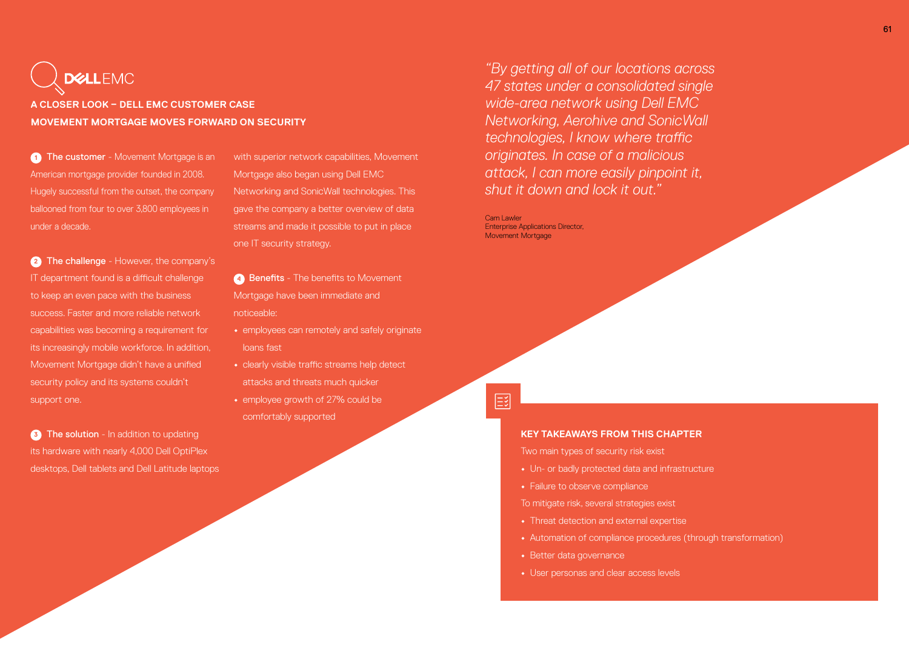DELL EMC

## A CLOSER LOOK – DELL EMC CUSTOMER CASE

## MOVEMENT MORTGAGE MOVES FORWARD ON SECURITY

1. **The customer** - Movement Mortgage is an American mortgage provider founded in 2008. Hugely successful from the outset, the company ballooned from four to over 3,800 employees in under a decade.

2. **The challenge** - However, the company's IT department found is a difficult challenge to keep an even pace with the business success. Faster and more reliable network capabilities was becoming a requirement for its increasingly mobile workforce. In addition, Movement Mortgage didn't have a unified security policy and its systems couldn't support one.

3. **The solution** - In addition to updating its hardware with nearly 4,000 Dell OptiPlex desktops, Dell tablets and Dell Latitude laptops with superior network capabilities, Movement Mortgage also began using Dell EMC Networking and SonicWall technologies. This gave the company a better overview of data streams and made it possible to put in place one IT security strategy.

4. **Benefits** - The benefits to Movement Mortgage have been immediate and noticeable:

- employees can remotely and safely originate loans fast
- clearly visible traffic streams help detect attacks and threats much quicker
- employee growth of 27% could be comfortably supported

*"By getting all of our locations across 47 states under a consolidated single wide-area network using Dell EMC Networking, Aerohive and SonicWall technologies, I know where traffic originates. In case of a malicious attack, I can more easily pinpoint it, shut it down and lock it out."*

Cam Lawler
Enterprise Applications Director,
Movement Mortgage

### KEY TAKEAWAYS FROM THIS CHAPTER

Two main types of security risk exist

- Un- or badly protected data and infrastructure
- Failure to observe compliance

To mitigate risk, several strategies exist

- Threat detection and external expertise
- Automation of compliance procedures (through transformation)
- Better data governance
- User personas and clear access levels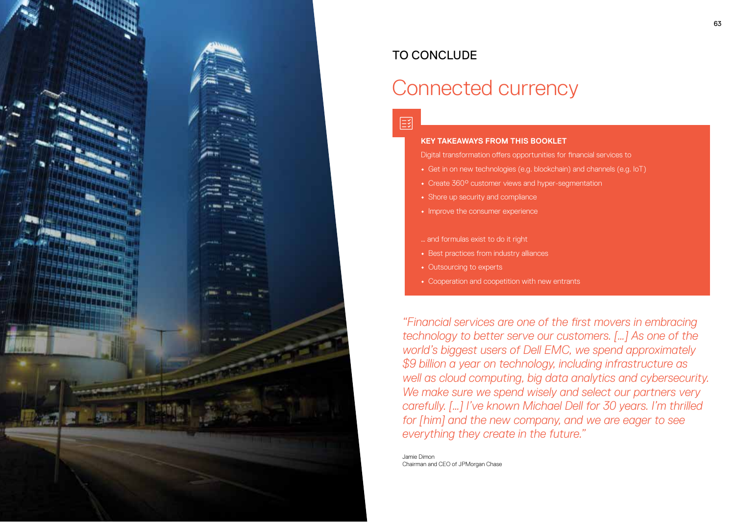TO CONCLUDE

# Connected currency

**KEY TAKEAWAYS FROM THIS BOOKLET**

Digital transformation offers opportunities for financial services to

- Get in on new technologies (e.g. blockchain) and channels (e.g. IoT)
- Create 360° customer views and hyper-segmentation
- Shore up security and compliance
- Improve the consumer experience

… and formulas exist to do it right

- Best practices from industry alliances
- Outsourcing to experts
- Cooperation and coopetition with new entrants

*"Financial services are one of the first movers in embracing technology to better serve our customers. […] As one of the world's biggest users of Dell EMC, we spend approximately $9 billion a year on technology, including infrastructure as well as cloud computing, big data analytics and cybersecurity. We make sure we spend wisely and select our partners very carefully. […] I've known Michael Dell for 30 years. I'm thrilled for [him] and the new company, and we are eager to see everything they create in the future."*

Jamie Dimon
Chairman and CEO of JPMorgan Chase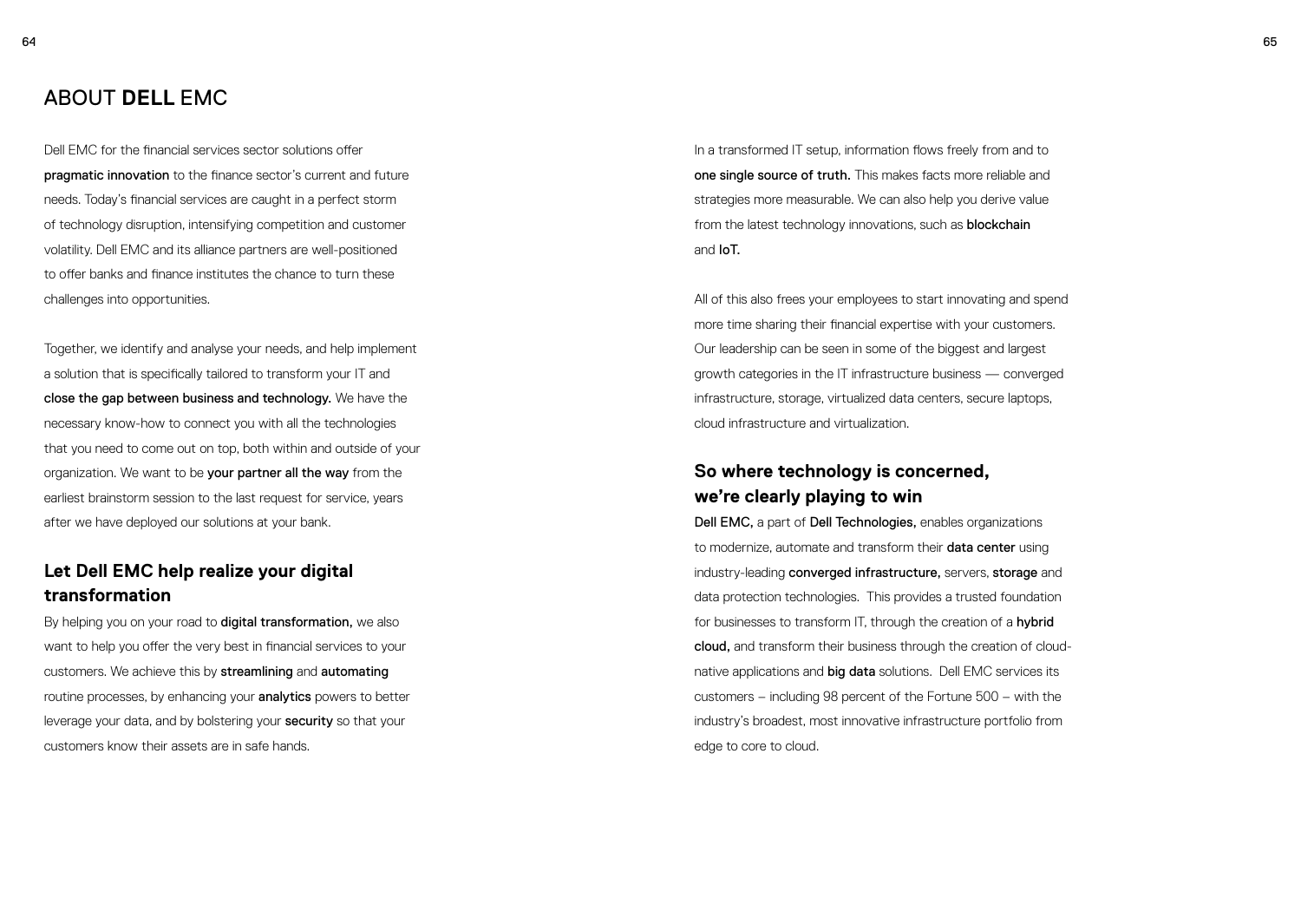# ABOUT **DELL** EMC

Dell EMC for the financial services sector solutions offer **pragmatic innovation** to the finance sector's current and future needs. Today's financial services are caught in a perfect storm of technology disruption, intensifying competition and customer volatility. Dell EMC and its alliance partners are well-positioned to offer banks and finance institutes the chance to turn these challenges into opportunities.

Together, we identify and analyse your needs, and help implement a solution that is specifically tailored to transform your IT and **close the gap between business and technology.** We have the necessary know-how to connect you with all the technologies that you need to come out on top, both within and outside of your organization. We want to be **your partner all the way** from the earliest brainstorm session to the last request for service, years after we have deployed our solutions at your bank.

## Let Dell EMC help realize your digital transformation

By helping you on your road to **digital transformation,** we also want to help you offer the very best in financial services to your customers. We achieve this by **streamlining** and **automating** routine processes, by enhancing your **analytics** powers to better leverage your data, and by bolstering your **security** so that your customers know their assets are in safe hands.

In a transformed IT setup, information flows freely from and to **one single source of truth.** This makes facts more reliable and strategies more measurable. We can also help you derive value from the latest technology innovations, such as **blockchain** and **IoT.**

All of this also frees your employees to start innovating and spend more time sharing their financial expertise with your customers. Our leadership can be seen in some of the biggest and largest growth categories in the IT infrastructure business — converged infrastructure, storage, virtualized data centers, secure laptops, cloud infrastructure and virtualization.

## So where technology is concerned, we're clearly playing to win

**Dell EMC,** a part of **Dell Technologies,** enables organizations to modernize, automate and transform their **data center** using industry-leading **converged infrastructure,** servers, **storage** and data protection technologies. This provides a trusted foundation for businesses to transform IT, through the creation of a **hybrid cloud,** and transform their business through the creation of cloud-native applications and **big data** solutions. Dell EMC services its customers – including 98 percent of the Fortune 500 – with the industry's broadest, most innovative infrastructure portfolio from edge to core to cloud.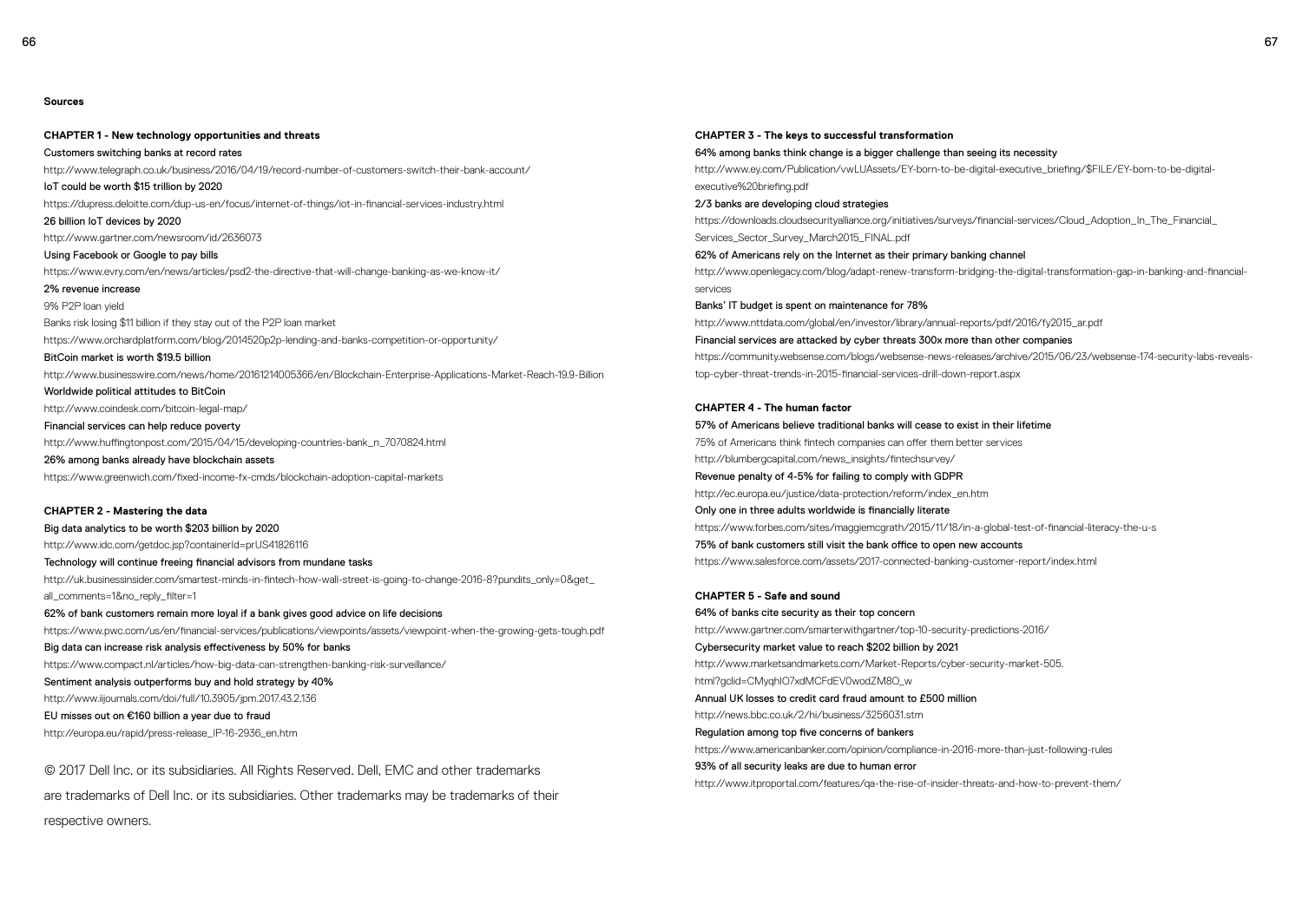**Sources**

**CHAPTER 1 - New technology opportunities and threats**

Customers switching banks at record rates

http://www.telegraph.co.uk/business/2016/04/19/record-number-of-customers-switch-their-bank-account/

IoT could be worth $15 trillion by 2020

https://dupress.deloitte.com/dup-us-en/focus/internet-of-things/iot-in-financial-services-industry.html

26 billion IoT devices by 2020

http://www.gartner.com/newsroom/id/2636073

Using Facebook or Google to pay bills

https://www.evry.com/en/news/articles/psd2-the-directive-that-will-change-banking-as-we-know-it/

2% revenue increase

9% P2P loan yield

Banks risk losing $11 billion if they stay out of the P2P loan market

https://www.orchardplatform.com/blog/2014520p2p-lending-and-banks-competition-or-opportunity/

BitCoin market is worth $19.5 billion

http://www.businesswire.com/news/home/20161214005366/en/Blockchain-Enterprise-Applications-Market-Reach-19.9-Billion

Worldwide political attitudes to BitCoin

http://www.coindesk.com/bitcoin-legal-map/

Financial services can help reduce poverty

http://www.huffingtonpost.com/2015/04/15/developing-countries-bank_n_7070824.html

26% among banks already have blockchain assets

https://www.greenwich.com/fixed-income-fx-cmds/blockchain-adoption-capital-markets

**CHAPTER 2 - Mastering the data**

Big data analytics to be worth $203 billion by 2020

http://www.idc.com/getdoc.jsp?containerId=prUS41826116

Technology will continue freeing financial advisors from mundane tasks

http://uk.businessinsider.com/smartest-minds-in-fintech-how-wall-street-is-going-to-change-2016-8?pundits_only=0&get_all_comments=1&no_reply_filter=1

62% of bank customers remain more loyal if a bank gives good advice on life decisions

https://www.pwc.com/us/en/financial-services/publications/viewpoints/assets/viewpoint-when-the-growing-gets-tough.pdf

Big data can increase risk analysis effectiveness by 50% for banks

https://www.compact.nl/articles/how-big-data-can-strengthen-banking-risk-surveillance/

Sentiment analysis outperforms buy and hold strategy by 40%

http://www.iijournals.com/doi/full/10.3905/jpm.2017.43.2.136

EU misses out on €160 billion a year due to fraud

http://europa.eu/rapid/press-release_IP-16-2936_en.htm

© 2017 Dell Inc. or its subsidiaries. All Rights Reserved. Dell, EMC and other trademarks are trademarks of Dell Inc. or its subsidiaries. Other trademarks may be trademarks of their respective owners.

**CHAPTER 3 - The keys to successful transformation**

64% among banks think change is a bigger challenge than seeing its necessity

http://www.ey.com/Publication/vwLUAssets/EY-born-to-be-digital-executive_briefing/$FILE/EY-born-to-be-digital-executive%20briefing.pdf

2/3 banks are developing cloud strategies

https://downloads.cloudsecurityalliance.org/initiatives/surveys/financial-services/Cloud_Adoption_In_The_Financial_Services_Sector_Survey_March2015_FINAL.pdf

62% of Americans rely on the Internet as their primary banking channel

http://www.openlegacy.com/blog/adapt-renew-transform-bridging-the-digital-transformation-gap-in-banking-and-financial-services

Banks' IT budget is spent on maintenance for 78%

http://www.nttdata.com/global/en/investor/library/annual-reports/pdf/2016/fy2015_ar.pdf

Financial services are attacked by cyber threats 300x more than other companies

https://community.websense.com/blogs/websense-news-releases/archive/2015/06/23/websense-174-security-labs-reveals-top-cyber-threat-trends-in-2015-financial-services-drill-down-report.aspx

**CHAPTER 4 - The human factor**

57% of Americans believe traditional banks will cease to exist in their lifetime

75% of Americans think fintech companies can offer them better services

http://blumbergcapital.com/news_insights/fintechsurvey/

Revenue penalty of 4-5% for failing to comply with GDPR

http://ec.europa.eu/justice/data-protection/reform/index_en.htm

Only one in three adults worldwide is financially literate

https://www.forbes.com/sites/maggiemcgrath/2015/11/18/in-a-global-test-of-financial-literacy-the-u-s

75% of bank customers still visit the bank office to open new accounts

https://www.salesforce.com/assets/2017-connected-banking-customer-report/index.html

**CHAPTER 5 - Safe and sound**

64% of banks cite security as their top concern

http://www.gartner.com/smarterwithgartner/top-10-security-predictions-2016/

Cybersecurity market value to reach $202 billion by 2021

http://www.marketsandmarkets.com/Market-Reports/cyber-security-market-505.html?gclid=CMyqhIO7xdMCFdEV0wodZM8O_w

Annual UK losses to credit card fraud amount to £500 million

http://news.bbc.co.uk/2/hi/business/3256031.stm

Regulation among top five concerns of bankers

https://www.americanbanker.com/opinion/compliance-in-2016-more-than-just-following-rules

93% of all security leaks are due to human error

http://www.itproportal.com/features/qa-the-rise-of-insider-threats-and-how-to-prevent-them/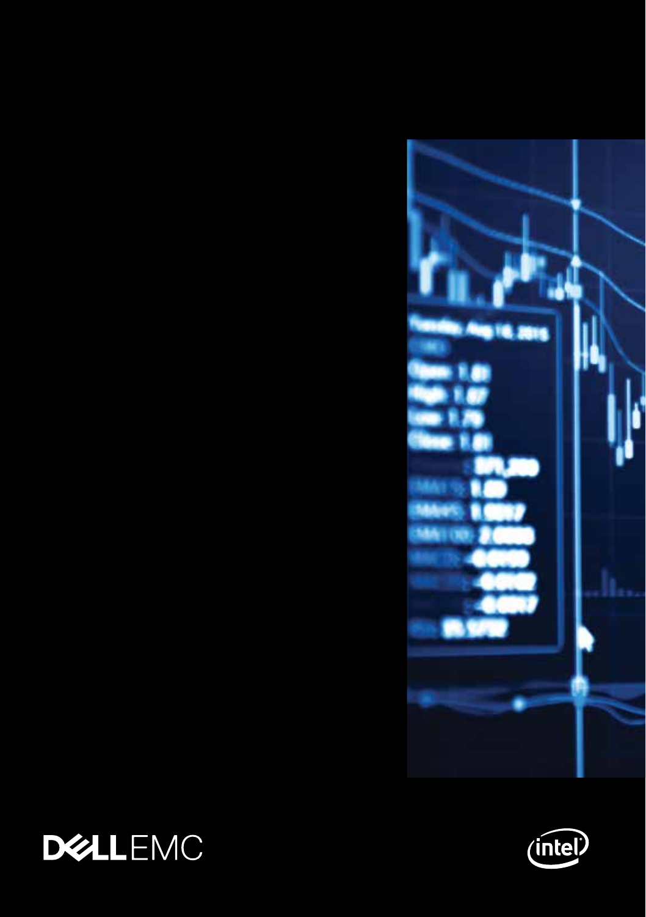DELL EMC

intel